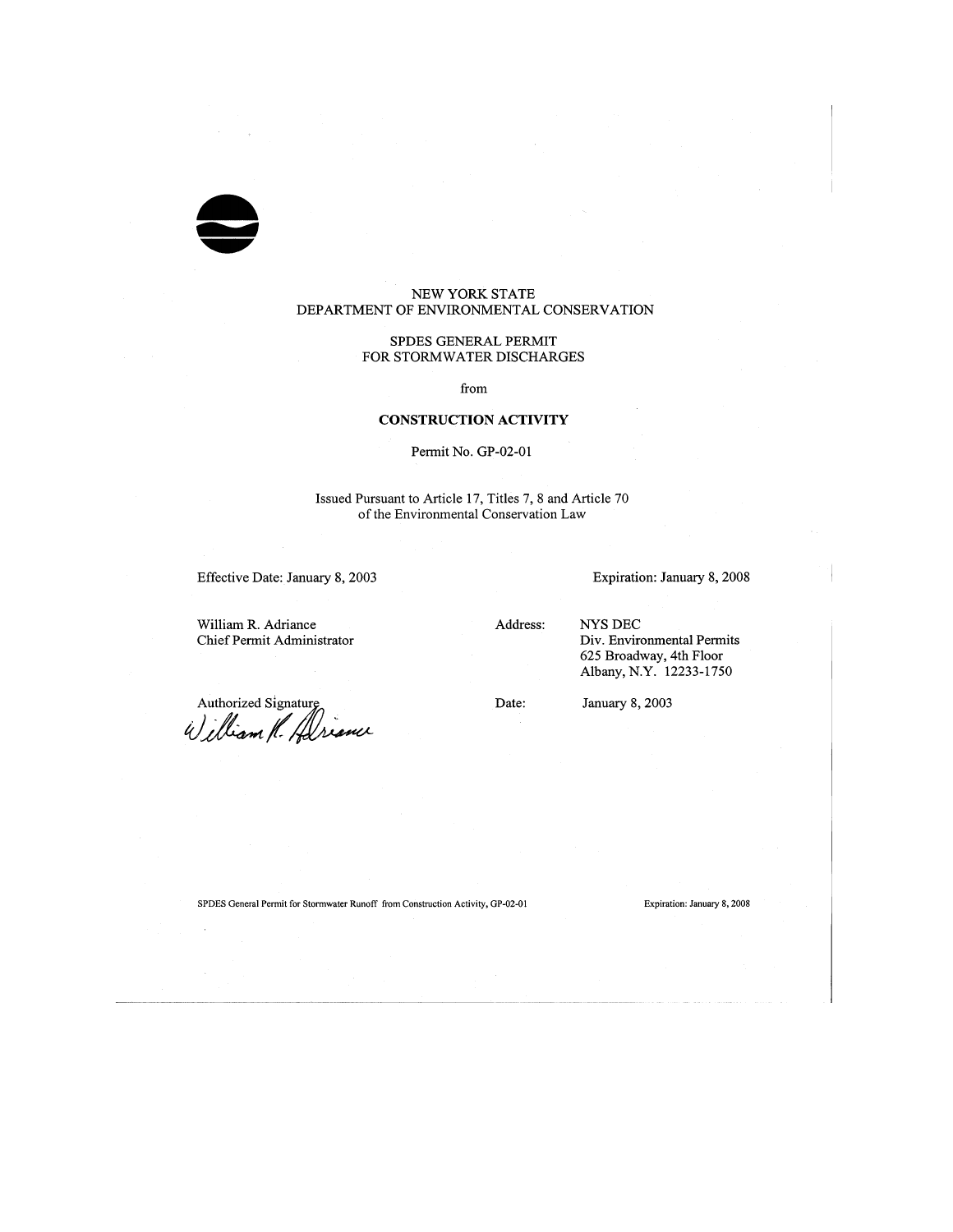NEW YORK STATE
DEPARTMENT OF ENVIRONMENTAL CONSERVATION

SPDES GENERAL PERMIT
FOR STORMWATER DISCHARGES

from

**CONSTRUCTION ACTIVITY**

Permit No. GP-02-01

Issued Pursuant to Article 17, Titles 7, 8 and Article 70
of the Environmental Conservation Law

Effective Date: January 8, 2003

Expiration: January 8, 2008

William R. Adriance
Chief Permit Administrator

Address: NYS DEC
Div. Environmental Permits
625 Broadway, 4th Floor
Albany, N.Y. 12233-1750

Authorized Signature
William R. Adriance

Date: January 8, 2003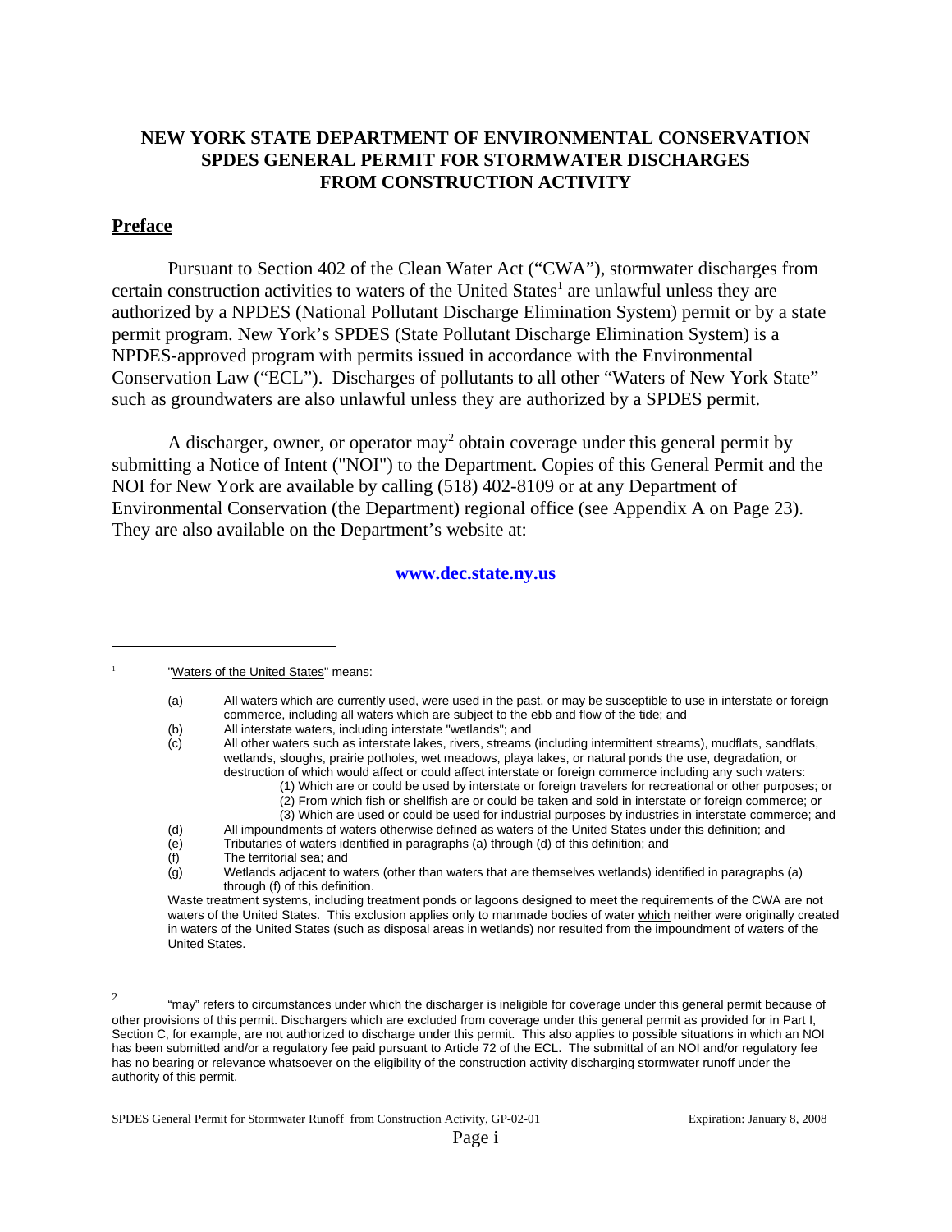# NEW YORK STATE DEPARTMENT OF ENVIRONMENTAL CONSERVATION SPDES GENERAL PERMIT FOR STORMWATER DISCHARGES FROM CONSTRUCTION ACTIVITY

## Preface

Pursuant to Section 402 of the Clean Water Act ("CWA"), stormwater discharges from certain construction activities to waters of the United States[1] are unlawful unless they are authorized by a NPDES (National Pollutant Discharge Elimination System) permit or by a state permit program. New York's SPDES (State Pollutant Discharge Elimination System) is a NPDES-approved program with permits issued in accordance with the Environmental Conservation Law ("ECL"). Discharges of pollutants to all other "Waters of New York State" such as groundwaters are also unlawful unless they are authorized by a SPDES permit.

A discharger, owner, or operator may[2] obtain coverage under this general permit by submitting a Notice of Intent ("NOI") to the Department. Copies of this General Permit and the NOI for New York are available by calling (518) 402-8109 or at any Department of Environmental Conservation (the Department) regional office (see Appendix A on Page 23). They are also available on the Department's website at:

**www.dec.state.ny.us**

---

[1] "Waters of the United States" means:

(a) All waters which are currently used, were used in the past, or may be susceptible to use in interstate or foreign commerce, including all waters which are subject to the ebb and flow of the tide; and
(b) All interstate waters, including interstate "wetlands"; and
(c) All other waters such as interstate lakes, rivers, streams (including intermittent streams), mudflats, sandflats, wetlands, sloughs, prairie potholes, wet meadows, playa lakes, or natural ponds the use, degradation, or destruction of which would affect or could affect interstate or foreign commerce including any such waters:
  (1) Which are or could be used by interstate or foreign travelers for recreational or other purposes; or
  (2) From which fish or shellfish are or could be taken and sold in interstate or foreign commerce; or
  (3) Which are used or could be used for industrial purposes by industries in interstate commerce; and
(d) All impoundments of waters otherwise defined as waters of the United States under this definition; and
(e) Tributaries of waters identified in paragraphs (a) through (d) of this definition; and
(f) The territorial sea; and
(g) Wetlands adjacent to waters (other than waters that are themselves wetlands) identified in paragraphs (a) through (f) of this definition.

Waste treatment systems, including treatment ponds or lagoons designed to meet the requirements of the CWA are not waters of the United States. This exclusion applies only to manmade bodies of water which neither were originally created in waters of the United States (such as disposal areas in wetlands) nor resulted from the impoundment of waters of the United States.

[2] "may" refers to circumstances under which the discharger is ineligible for coverage under this general permit because of other provisions of this permit. Dischargers which are excluded from coverage under this general permit as provided for in Part I, Section C, for example, are not authorized to discharge under this permit. This also applies to possible situations in which an NOI has been submitted and/or a regulatory fee paid pursuant to Article 72 of the ECL. The submittal of an NOI and/or regulatory fee has no bearing or relevance whatsoever on the eligibility of the construction activity discharging stormwater runoff under the authority of this permit.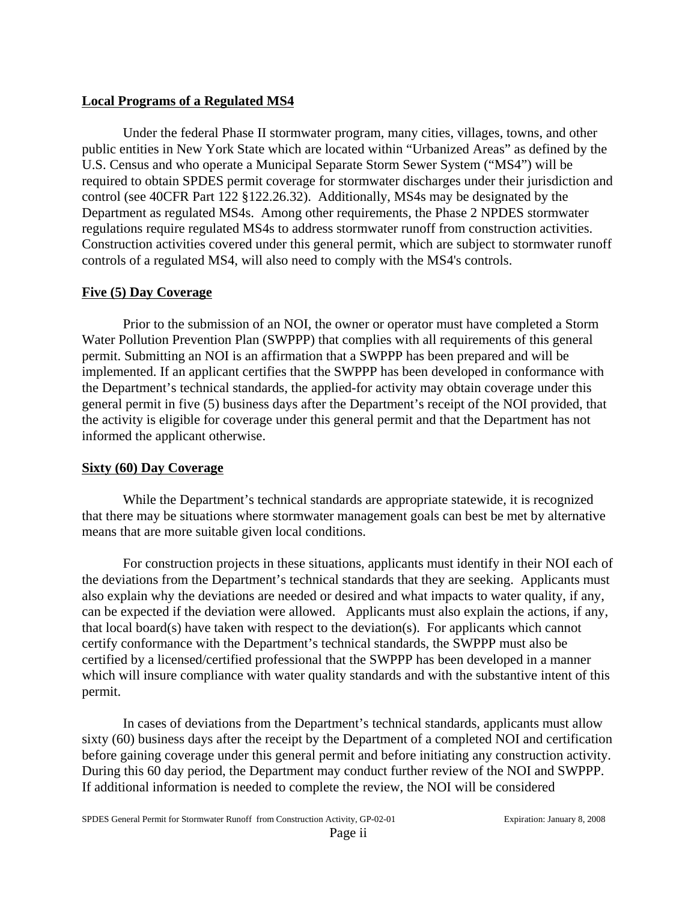## Local Programs of a Regulated MS4

Under the federal Phase II stormwater program, many cities, villages, towns, and other public entities in New York State which are located within "Urbanized Areas" as defined by the U.S. Census and who operate a Municipal Separate Storm Sewer System ("MS4") will be required to obtain SPDES permit coverage for stormwater discharges under their jurisdiction and control (see 40CFR Part 122 §122.26.32). Additionally, MS4s may be designated by the Department as regulated MS4s. Among other requirements, the Phase 2 NPDES stormwater regulations require regulated MS4s to address stormwater runoff from construction activities. Construction activities covered under this general permit, which are subject to stormwater runoff controls of a regulated MS4, will also need to comply with the MS4's controls.

## Five (5) Day Coverage

Prior to the submission of an NOI, the owner or operator must have completed a Storm Water Pollution Prevention Plan (SWPPP) that complies with all requirements of this general permit. Submitting an NOI is an affirmation that a SWPPP has been prepared and will be implemented. If an applicant certifies that the SWPPP has been developed in conformance with the Department's technical standards, the applied-for activity may obtain coverage under this general permit in five (5) business days after the Department's receipt of the NOI provided, that the activity is eligible for coverage under this general permit and that the Department has not informed the applicant otherwise.

## Sixty (60) Day Coverage

While the Department's technical standards are appropriate statewide, it is recognized that there may be situations where stormwater management goals can best be met by alternative means that are more suitable given local conditions.

For construction projects in these situations, applicants must identify in their NOI each of the deviations from the Department's technical standards that they are seeking. Applicants must also explain why the deviations are needed or desired and what impacts to water quality, if any, can be expected if the deviation were allowed. Applicants must also explain the actions, if any, that local board(s) have taken with respect to the deviation(s). For applicants which cannot certify conformance with the Department's technical standards, the SWPPP must also be certified by a licensed/certified professional that the SWPPP has been developed in a manner which will insure compliance with water quality standards and with the substantive intent of this permit.

In cases of deviations from the Department's technical standards, applicants must allow sixty (60) business days after the receipt by the Department of a completed NOI and certification before gaining coverage under this general permit and before initiating any construction activity. During this 60 day period, the Department may conduct further review of the NOI and SWPPP. If additional information is needed to complete the review, the NOI will be considered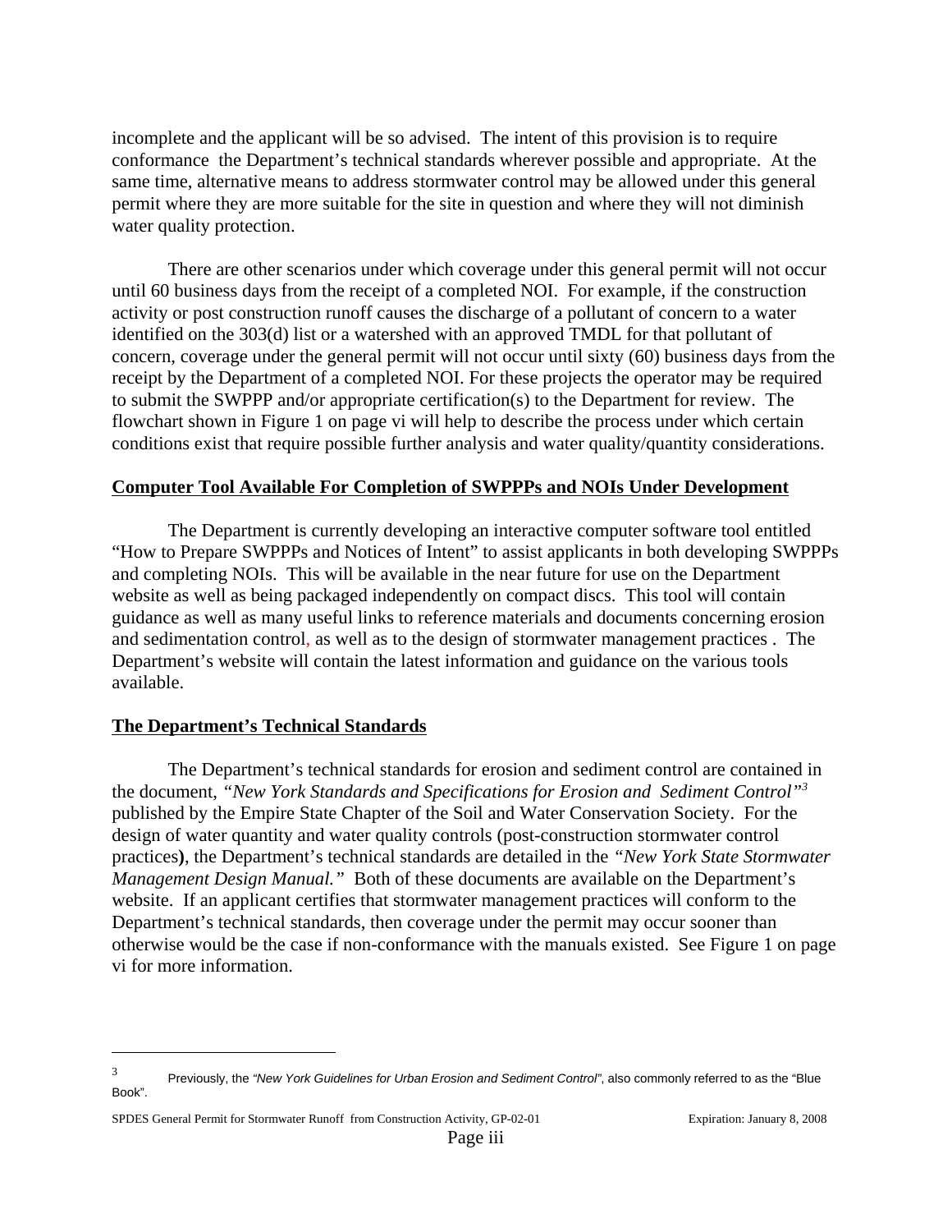incomplete and the applicant will be so advised. The intent of this provision is to require conformance the Department's technical standards wherever possible and appropriate. At the same time, alternative means to address stormwater control may be allowed under this general permit where they are more suitable for the site in question and where they will not diminish water quality protection.

There are other scenarios under which coverage under this general permit will not occur until 60 business days from the receipt of a completed NOI. For example, if the construction activity or post construction runoff causes the discharge of a pollutant of concern to a water identified on the 303(d) list or a watershed with an approved TMDL for that pollutant of concern, coverage under the general permit will not occur until sixty (60) business days from the receipt by the Department of a completed NOI. For these projects the operator may be required to submit the SWPPP and/or appropriate certification(s) to the Department for review. The flowchart shown in Figure 1 on page vi will help to describe the process under which certain conditions exist that require possible further analysis and water quality/quantity considerations.

## Computer Tool Available For Completion of SWPPPs and NOIs Under Development

The Department is currently developing an interactive computer software tool entitled "How to Prepare SWPPPs and Notices of Intent" to assist applicants in both developing SWPPPs and completing NOIs. This will be available in the near future for use on the Department website as well as being packaged independently on compact discs. This tool will contain guidance as well as many useful links to reference materials and documents concerning erosion and sedimentation control, as well as to the design of stormwater management practices . The Department's website will contain the latest information and guidance on the various tools available.

## The Department's Technical Standards

The Department's technical standards for erosion and sediment control are contained in the document, *"New York Standards and Specifications for Erosion and Sediment Control"*[3] published by the Empire State Chapter of the Soil and Water Conservation Society. For the design of water quantity and water quality controls (post-construction stormwater control practices**)**, the Department's technical standards are detailed in the *"New York State Stormwater Management Design Manual."* Both of these documents are available on the Department's website. If an applicant certifies that stormwater management practices will conform to the Department's technical standards, then coverage under the permit may occur sooner than otherwise would be the case if non-conformance with the manuals existed. See Figure 1 on page vi for more information.

---

[3] Previously, the *"New York Guidelines for Urban Erosion and Sediment Control"*, also commonly referred to as the "Blue Book".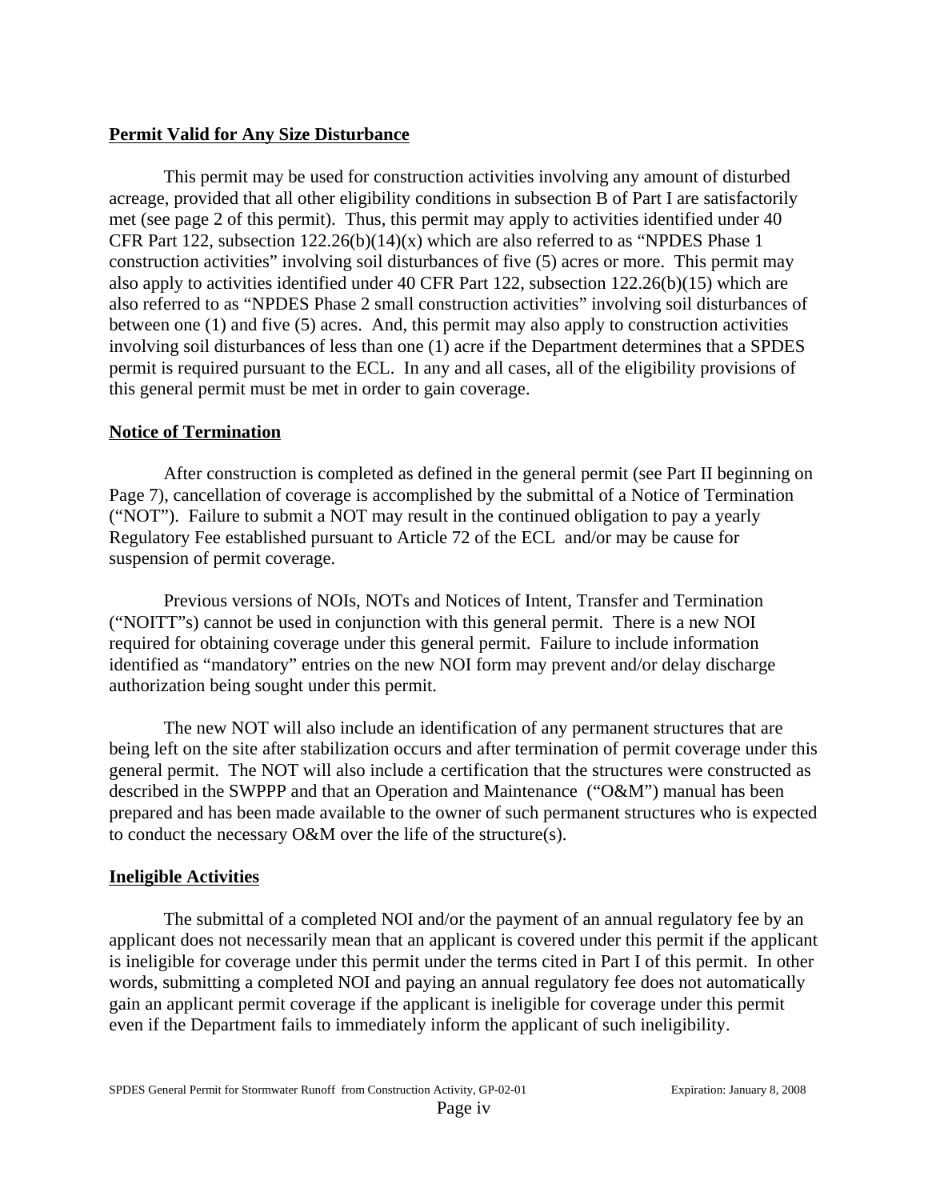**Permit Valid for Any Size Disturbance**

This permit may be used for construction activities involving any amount of disturbed acreage, provided that all other eligibility conditions in subsection B of Part I are satisfactorily met (see page 2 of this permit). Thus, this permit may apply to activities identified under 40 CFR Part 122, subsection 122.26(b)(14)(x) which are also referred to as "NPDES Phase 1 construction activities" involving soil disturbances of five (5) acres or more. This permit may also apply to activities identified under 40 CFR Part 122, subsection 122.26(b)(15) which are also referred to as "NPDES Phase 2 small construction activities" involving soil disturbances of between one (1) and five (5) acres. And, this permit may also apply to construction activities involving soil disturbances of less than one (1) acre if the Department determines that a SPDES permit is required pursuant to the ECL. In any and all cases, all of the eligibility provisions of this general permit must be met in order to gain coverage.

**Notice of Termination**

After construction is completed as defined in the general permit (see Part II beginning on Page 7), cancellation of coverage is accomplished by the submittal of a Notice of Termination ("NOT"). Failure to submit a NOT may result in the continued obligation to pay a yearly Regulatory Fee established pursuant to Article 72 of the ECL and/or may be cause for suspension of permit coverage.

Previous versions of NOIs, NOTs and Notices of Intent, Transfer and Termination ("NOITT"s) cannot be used in conjunction with this general permit. There is a new NOI required for obtaining coverage under this general permit. Failure to include information identified as "mandatory" entries on the new NOI form may prevent and/or delay discharge authorization being sought under this permit.

The new NOT will also include an identification of any permanent structures that are being left on the site after stabilization occurs and after termination of permit coverage under this general permit. The NOT will also include a certification that the structures were constructed as described in the SWPPP and that an Operation and Maintenance ("O&M") manual has been prepared and has been made available to the owner of such permanent structures who is expected to conduct the necessary O&M over the life of the structure(s).

**Ineligible Activities**

The submittal of a completed NOI and/or the payment of an annual regulatory fee by an applicant does not necessarily mean that an applicant is covered under this permit if the applicant is ineligible for coverage under this permit under the terms cited in Part I of this permit. In other words, submitting a completed NOI and paying an annual regulatory fee does not automatically gain an applicant permit coverage if the applicant is ineligible for coverage under this permit even if the Department fails to immediately inform the applicant of such ineligibility.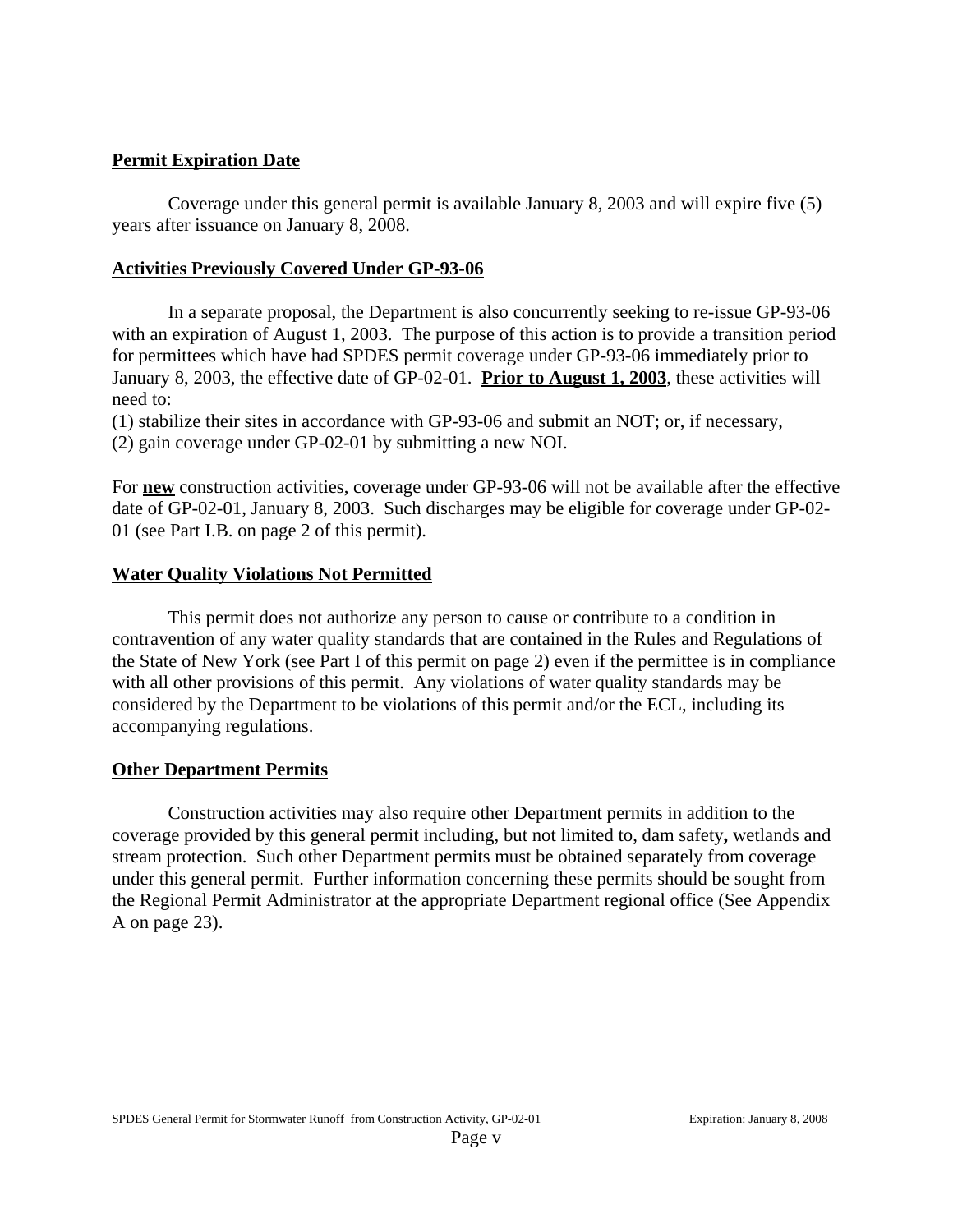**Permit Expiration Date**

Coverage under this general permit is available January 8, 2003 and will expire five (5) years after issuance on January 8, 2008.

**Activities Previously Covered Under GP-93-06**

In a separate proposal, the Department is also concurrently seeking to re-issue GP-93-06 with an expiration of August 1, 2003. The purpose of this action is to provide a transition period for permittees which have had SPDES permit coverage under GP-93-06 immediately prior to January 8, 2003, the effective date of GP-02-01. **Prior to August 1, 2003**, these activities will need to:

(1) stabilize their sites in accordance with GP-93-06 and submit an NOT; or, if necessary,
(2) gain coverage under GP-02-01 by submitting a new NOI.

For **new** construction activities, coverage under GP-93-06 will not be available after the effective date of GP-02-01, January 8, 2003. Such discharges may be eligible for coverage under GP-02-01 (see Part I.B. on page 2 of this permit).

**Water Quality Violations Not Permitted**

This permit does not authorize any person to cause or contribute to a condition in contravention of any water quality standards that are contained in the Rules and Regulations of the State of New York (see Part I of this permit on page 2) even if the permittee is in compliance with all other provisions of this permit. Any violations of water quality standards may be considered by the Department to be violations of this permit and/or the ECL, including its accompanying regulations.

**Other Department Permits**

Construction activities may also require other Department permits in addition to the coverage provided by this general permit including, but not limited to, dam safety**,** wetlands and stream protection. Such other Department permits must be obtained separately from coverage under this general permit. Further information concerning these permits should be sought from the Regional Permit Administrator at the appropriate Department regional office (See Appendix A on page 23).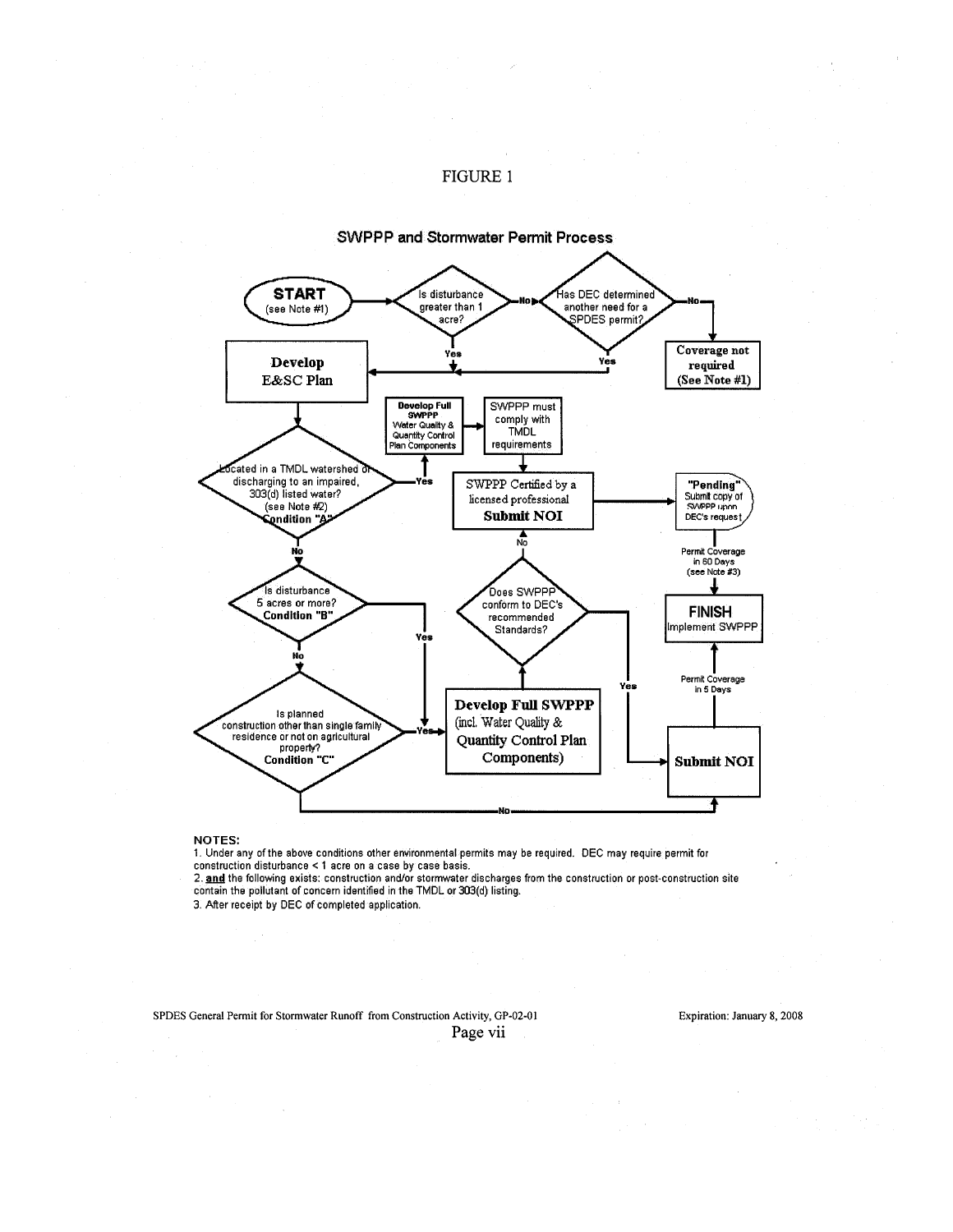# FIGURE 1

## SWPPP and Stormwater Permit Process

START (see Note #1)

Is disturbance greater than 1 acre?
- No → Has DEC determined another need for a SPDES permit?
  - No → Coverage not required (See Note #1)
  - Yes → Develop E&SC Plan
- Yes → Develop E&SC Plan

Develop E&SC Plan → Located in a TMDL watershed or discharging to an impaired, 303(d) listed water? (see Note #2) Condition "A"
- Yes → Develop Full SWPPP Water Quality & Quantity Control Plan Components → SWPPP must comply with TMDL requirements → SWPPP Certified by a licensed professional Submit NOI → "Pending" Submit copy of SWPPP upon DEC's request → Permit Coverage in 60 Days (see Note #3) → FINISH Implement SWPPP
- No → Is disturbance 5 acres or more? Condition "B"
  - Yes → Develop Full SWPPP (incl. Water Quality & Quantity Control Plan Components)
  - No → Is planned construction other than single family residence or not on agricultural property? Condition "C"
    - Yes → Develop Full SWPPP (incl. Water Quality & Quantity Control Plan Components)
    - No → Submit NOI

Develop Full SWPPP (incl. Water Quality & Quantity Control Plan Components) → Does SWPPP conform to DEC's recommended Standards?
- No → SWPPP Certified by a licensed professional Submit NOI
- Yes → Submit NOI → Permit Coverage in 5 Days → FINISH Implement SWPPP

**NOTES:**

1. Under any of the above conditions other environmental permits may be required. DEC may require permit for construction disturbance < 1 acre on a case by case basis.
2. **and** the following exists: construction and/or stormwater discharges from the construction or post-construction site contain the pollutant of concern identified in the TMDL or 303(d) listing.
3. After receipt by DEC of completed application.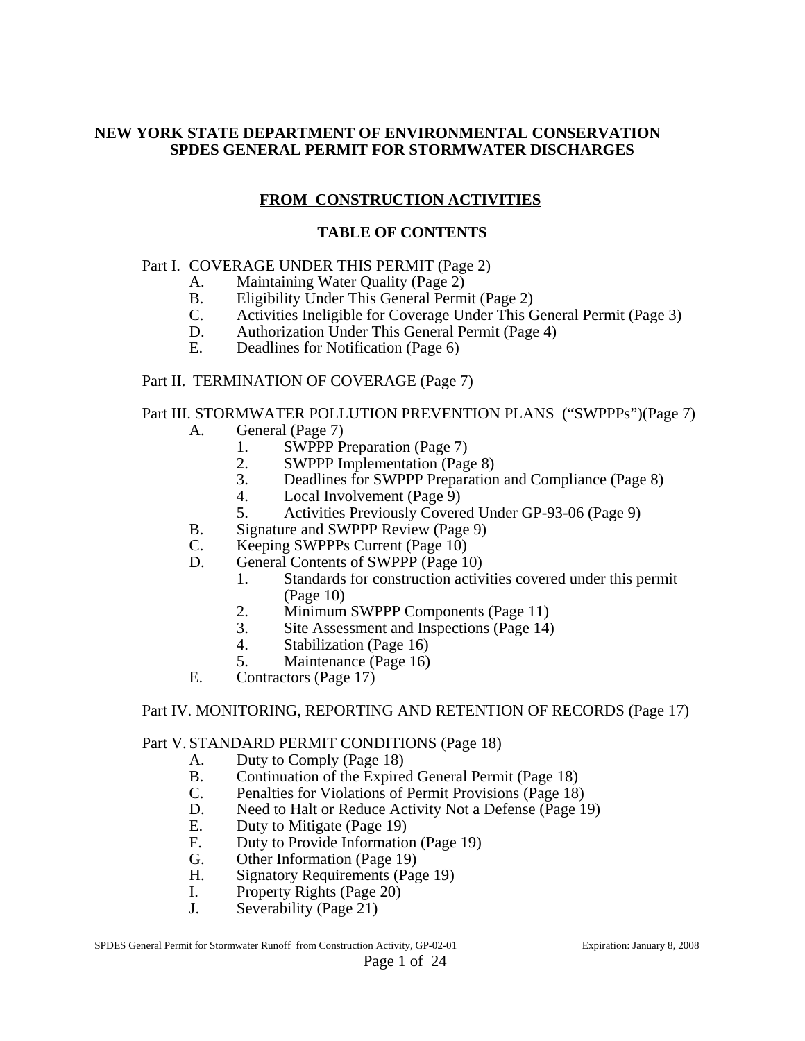# NEW YORK STATE DEPARTMENT OF ENVIRONMENTAL CONSERVATION
# SPDES GENERAL PERMIT FOR STORMWATER DISCHARGES

## FROM CONSTRUCTION ACTIVITIES

### TABLE OF CONTENTS

Part I. COVERAGE UNDER THIS PERMIT (Page 2)
- A. Maintaining Water Quality (Page 2)
- B. Eligibility Under This General Permit (Page 2)
- C. Activities Ineligible for Coverage Under This General Permit (Page 3)
- D. Authorization Under This General Permit (Page 4)
- E. Deadlines for Notification (Page 6)

Part II. TERMINATION OF COVERAGE (Page 7)

Part III. STORMWATER POLLUTION PREVENTION PLANS ("SWPPPs")(Page 7)
- A. General (Page 7)
  1. SWPPP Preparation (Page 7)
  2. SWPPP Implementation (Page 8)
  3. Deadlines for SWPPP Preparation and Compliance (Page 8)
  4. Local Involvement (Page 9)
  5. Activities Previously Covered Under GP-93-06 (Page 9)
- B. Signature and SWPPP Review (Page 9)
- C. Keeping SWPPPs Current (Page 10)
- D. General Contents of SWPPP (Page 10)
  1. Standards for construction activities covered under this permit (Page 10)
  2. Minimum SWPPP Components (Page 11)
  3. Site Assessment and Inspections (Page 14)
  4. Stabilization (Page 16)
  5. Maintenance (Page 16)
- E. Contractors (Page 17)

Part IV. MONITORING, REPORTING AND RETENTION OF RECORDS (Page 17)

Part V. STANDARD PERMIT CONDITIONS (Page 18)
- A. Duty to Comply (Page 18)
- B. Continuation of the Expired General Permit (Page 18)
- C. Penalties for Violations of Permit Provisions (Page 18)
- D. Need to Halt or Reduce Activity Not a Defense (Page 19)
- E. Duty to Mitigate (Page 19)
- F. Duty to Provide Information (Page 19)
- G. Other Information (Page 19)
- H. Signatory Requirements (Page 19)
- I. Property Rights (Page 20)
- J. Severability (Page 21)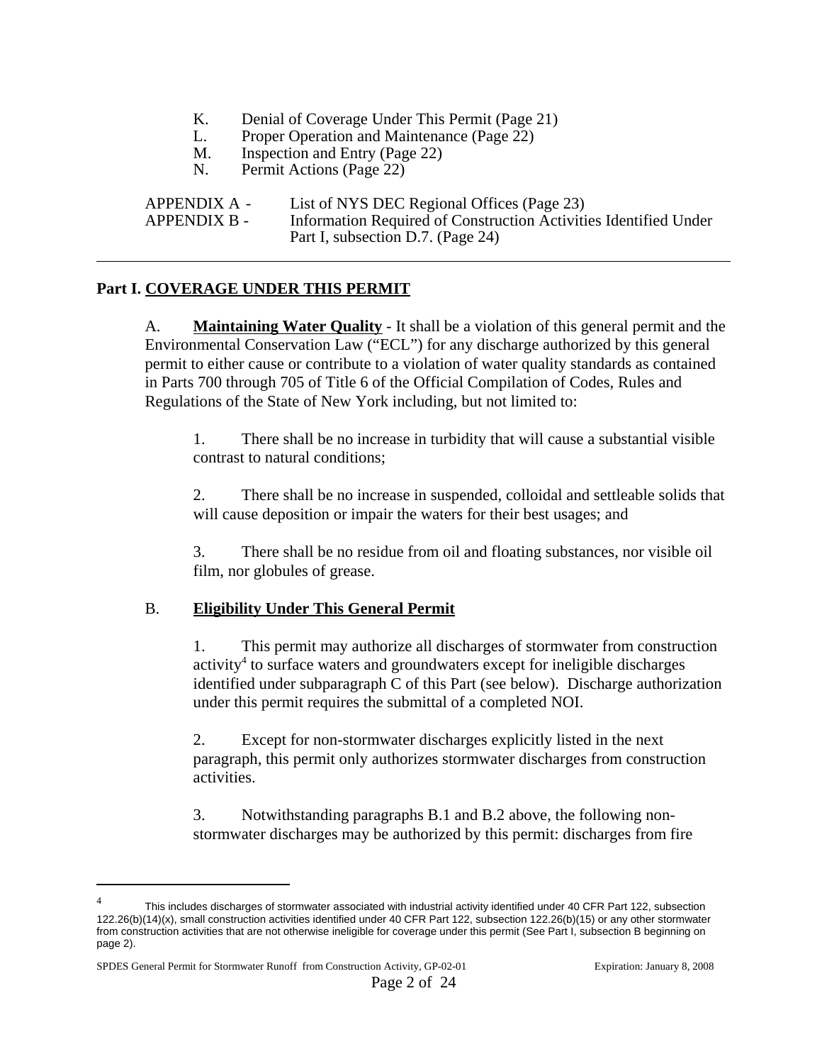K. Denial of Coverage Under This Permit (Page 21)
L. Proper Operation and Maintenance (Page 22)
M. Inspection and Entry (Page 22)
N. Permit Actions (Page 22)

APPENDIX A - List of NYS DEC Regional Offices (Page 23)
APPENDIX B - Information Required of Construction Activities Identified Under Part I, subsection D.7. (Page 24)

---

## Part I. COVERAGE UNDER THIS PERMIT

A. **Maintaining Water Quality** - It shall be a violation of this general permit and the Environmental Conservation Law ("ECL") for any discharge authorized by this general permit to either cause or contribute to a violation of water quality standards as contained in Parts 700 through 705 of Title 6 of the Official Compilation of Codes, Rules and Regulations of the State of New York including, but not limited to:

1. There shall be no increase in turbidity that will cause a substantial visible contrast to natural conditions;

2. There shall be no increase in suspended, colloidal and settleable solids that will cause deposition or impair the waters for their best usages; and

3. There shall be no residue from oil and floating substances, nor visible oil film, nor globules of grease.

B. **Eligibility Under This General Permit**

1. This permit may authorize all discharges of stormwater from construction activity[4] to surface waters and groundwaters except for ineligible discharges identified under subparagraph C of this Part (see below). Discharge authorization under this permit requires the submittal of a completed NOI.

2. Except for non-stormwater discharges explicitly listed in the next paragraph, this permit only authorizes stormwater discharges from construction activities.

3. Notwithstanding paragraphs B.1 and B.2 above, the following non-stormwater discharges may be authorized by this permit: discharges from fire

---

[4] This includes discharges of stormwater associated with industrial activity identified under 40 CFR Part 122, subsection 122.26(b)(14)(x), small construction activities identified under 40 CFR Part 122, subsection 122.26(b)(15) or any other stormwater from construction activities that are not otherwise ineligible for coverage under this permit (See Part I, subsection B beginning on page 2).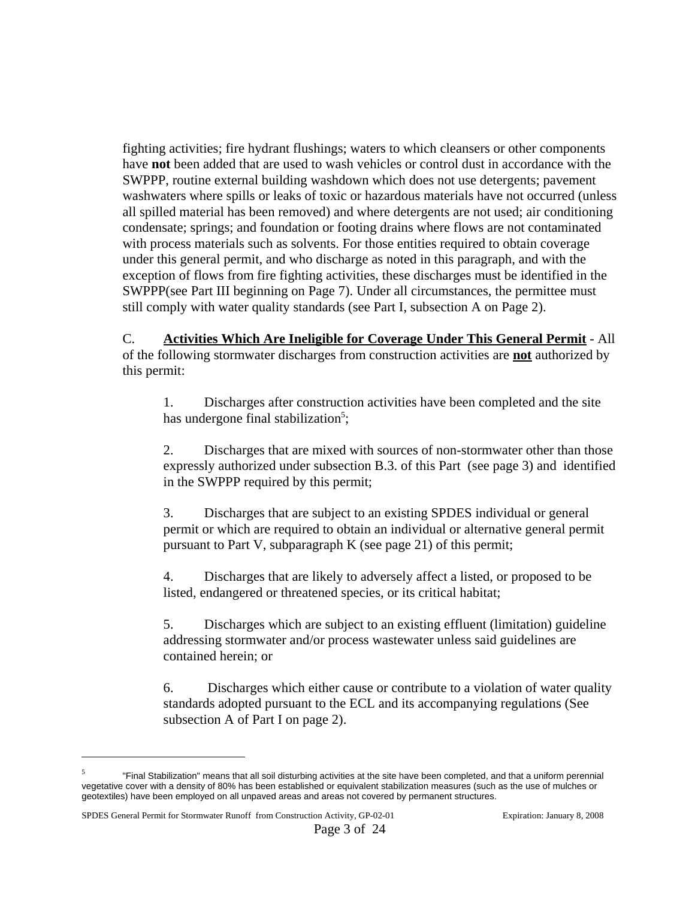fighting activities; fire hydrant flushings; waters to which cleansers or other components have **not** been added that are used to wash vehicles or control dust in accordance with the SWPPP, routine external building washdown which does not use detergents; pavement washwaters where spills or leaks of toxic or hazardous materials have not occurred (unless all spilled material has been removed) and where detergents are not used; air conditioning condensate; springs; and foundation or footing drains where flows are not contaminated with process materials such as solvents. For those entities required to obtain coverage under this general permit, and who discharge as noted in this paragraph, and with the exception of flows from fire fighting activities, these discharges must be identified in the SWPPP(see Part III beginning on Page 7). Under all circumstances, the permittee must still comply with water quality standards (see Part I, subsection A on Page 2).

C. **Activities Which Are Ineligible for Coverage Under This General Permit** - All of the following stormwater discharges from construction activities are **not** authorized by this permit:

1. Discharges after construction activities have been completed and the site has undergone final stabilization[5];

2. Discharges that are mixed with sources of non-stormwater other than those expressly authorized under subsection B.3. of this Part (see page 3) and identified in the SWPPP required by this permit;

3. Discharges that are subject to an existing SPDES individual or general permit or which are required to obtain an individual or alternative general permit pursuant to Part V, subparagraph K (see page 21) of this permit;

4. Discharges that are likely to adversely affect a listed, or proposed to be listed, endangered or threatened species, or its critical habitat;

5. Discharges which are subject to an existing effluent (limitation) guideline addressing stormwater and/or process wastewater unless said guidelines are contained herein; or

6. Discharges which either cause or contribute to a violation of water quality standards adopted pursuant to the ECL and its accompanying regulations (See subsection A of Part I on page 2).

---

[5] "Final Stabilization" means that all soil disturbing activities at the site have been completed, and that a uniform perennial vegetative cover with a density of 80% has been established or equivalent stabilization measures (such as the use of mulches or geotextiles) have been employed on all unpaved areas and areas not covered by permanent structures.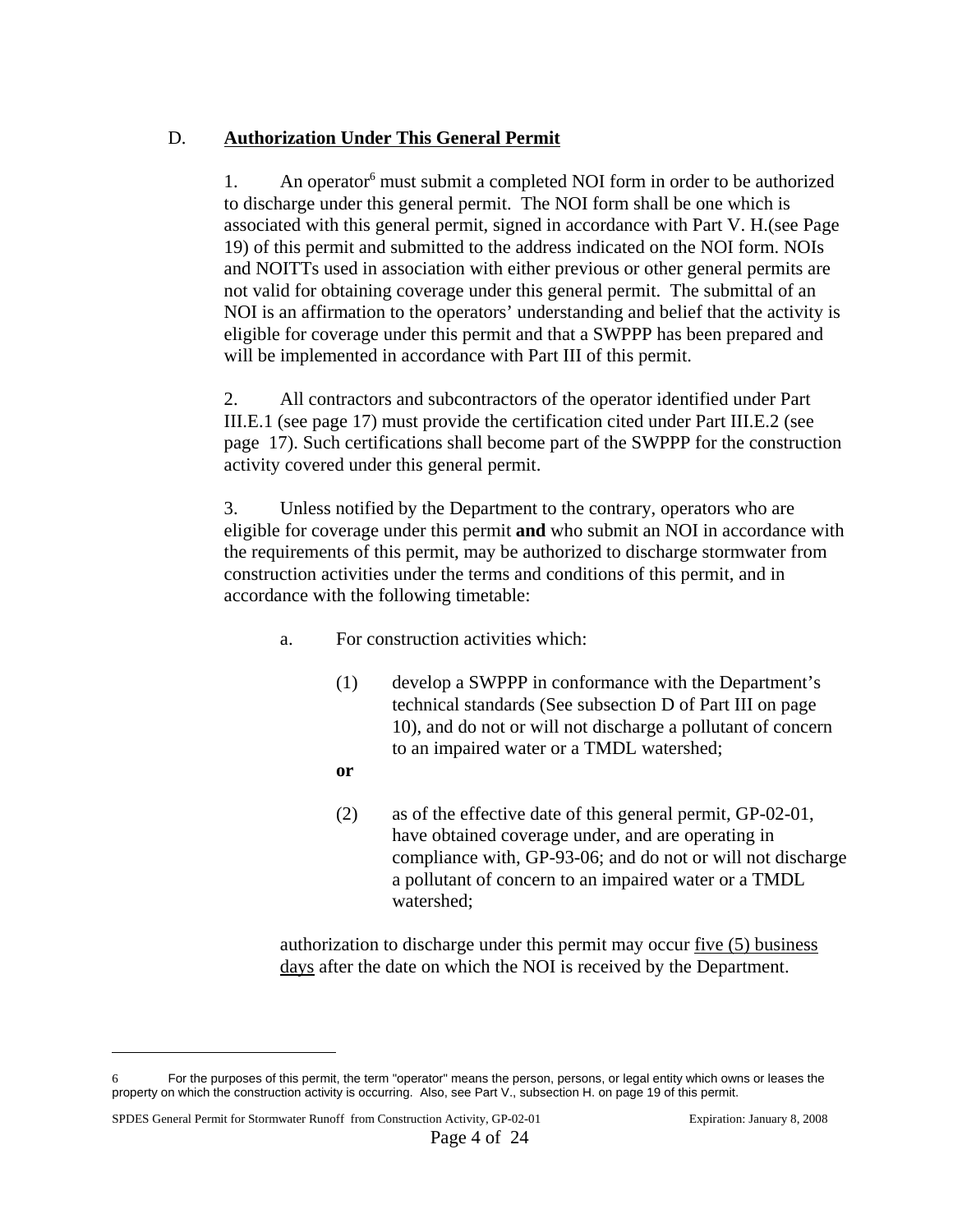## D. **Authorization Under This General Permit**

1. An operator[6] must submit a completed NOI form in order to be authorized to discharge under this general permit. The NOI form shall be one which is associated with this general permit, signed in accordance with Part V. H.(see Page 19) of this permit and submitted to the address indicated on the NOI form. NOIs and NOITTs used in association with either previous or other general permits are not valid for obtaining coverage under this general permit. The submittal of an NOI is an affirmation to the operators' understanding and belief that the activity is eligible for coverage under this permit and that a SWPPP has been prepared and will be implemented in accordance with Part III of this permit.

2. All contractors and subcontractors of the operator identified under Part III.E.1 (see page 17) must provide the certification cited under Part III.E.2 (see page 17). Such certifications shall become part of the SWPPP for the construction activity covered under this general permit.

3. Unless notified by the Department to the contrary, operators who are eligible for coverage under this permit **and** who submit an NOI in accordance with the requirements of this permit, may be authorized to discharge stormwater from construction activities under the terms and conditions of this permit, and in accordance with the following timetable:

   a. For construction activities which:

      (1) develop a SWPPP in conformance with the Department's technical standards (See subsection D of Part III on page 10), and do not or will not discharge a pollutant of concern to an impaired water or a TMDL watershed;

      **or**

      (2) as of the effective date of this general permit, GP-02-01, have obtained coverage under, and are operating in compliance with, GP-93-06; and do not or will not discharge a pollutant of concern to an impaired water or a TMDL watershed;

   authorization to discharge under this permit may occur five (5) business days after the date on which the NOI is received by the Department.

---

6 For the purposes of this permit, the term "operator" means the person, persons, or legal entity which owns or leases the property on which the construction activity is occurring. Also, see Part V., subsection H. on page 19 of this permit.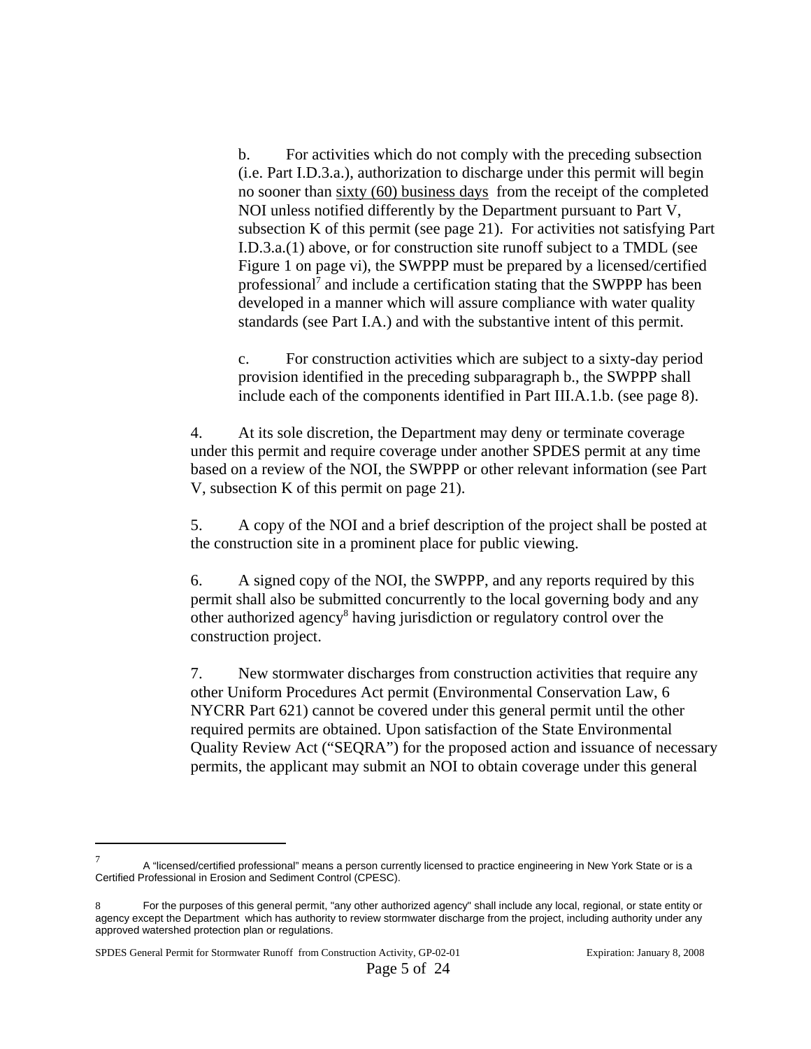b. For activities which do not comply with the preceding subsection (i.e. Part I.D.3.a.), authorization to discharge under this permit will begin no sooner than sixty (60) business days from the receipt of the completed NOI unless notified differently by the Department pursuant to Part V, subsection K of this permit (see page 21). For activities not satisfying Part I.D.3.a.(1) above, or for construction site runoff subject to a TMDL (see Figure 1 on page vi), the SWPPP must be prepared by a licensed/certified professional[7] and include a certification stating that the SWPPP has been developed in a manner which will assure compliance with water quality standards (see Part I.A.) and with the substantive intent of this permit.

c. For construction activities which are subject to a sixty-day period provision identified in the preceding subparagraph b., the SWPPP shall include each of the components identified in Part III.A.1.b. (see page 8).

4. At its sole discretion, the Department may deny or terminate coverage under this permit and require coverage under another SPDES permit at any time based on a review of the NOI, the SWPPP or other relevant information (see Part V, subsection K of this permit on page 21).

5. A copy of the NOI and a brief description of the project shall be posted at the construction site in a prominent place for public viewing.

6. A signed copy of the NOI, the SWPPP, and any reports required by this permit shall also be submitted concurrently to the local governing body and any other authorized agency[8] having jurisdiction or regulatory control over the construction project.

7. New stormwater discharges from construction activities that require any other Uniform Procedures Act permit (Environmental Conservation Law, 6 NYCRR Part 621) cannot be covered under this general permit until the other required permits are obtained. Upon satisfaction of the State Environmental Quality Review Act ("SEQRA") for the proposed action and issuance of necessary permits, the applicant may submit an NOI to obtain coverage under this general

---

[7] A "licensed/certified professional" means a person currently licensed to practice engineering in New York State or is a Certified Professional in Erosion and Sediment Control (CPESC).

[8] For the purposes of this general permit, "any other authorized agency" shall include any local, regional, or state entity or agency except the Department which has authority to review stormwater discharge from the project, including authority under any approved watershed protection plan or regulations.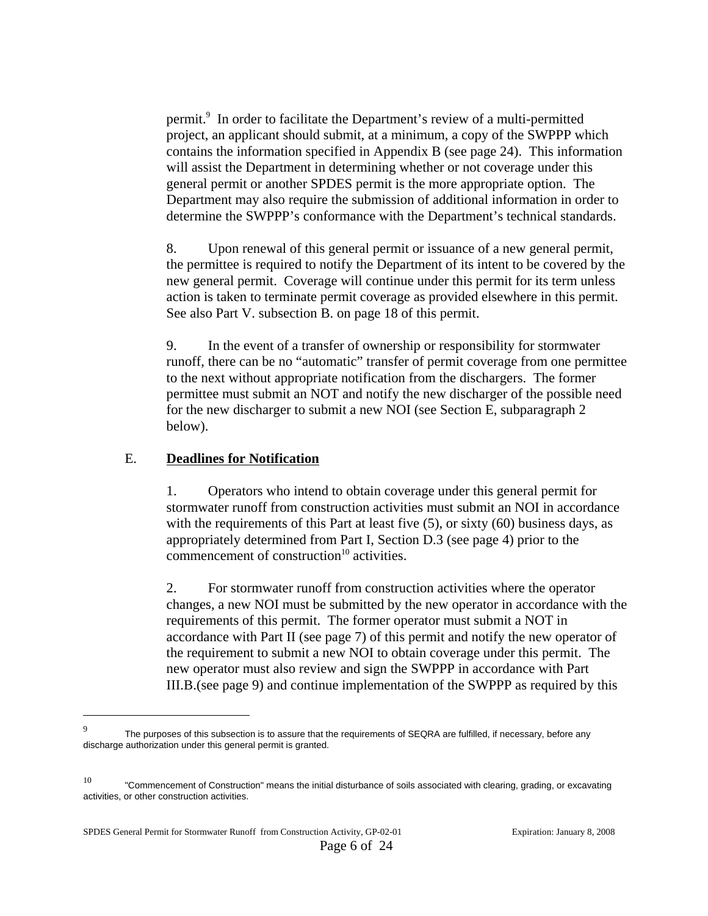permit.[9] In order to facilitate the Department's review of a multi-permitted project, an applicant should submit, at a minimum, a copy of the SWPPP which contains the information specified in Appendix B (see page 24). This information will assist the Department in determining whether or not coverage under this general permit or another SPDES permit is the more appropriate option. The Department may also require the submission of additional information in order to determine the SWPPP's conformance with the Department's technical standards.

8. Upon renewal of this general permit or issuance of a new general permit, the permittee is required to notify the Department of its intent to be covered by the new general permit. Coverage will continue under this permit for its term unless action is taken to terminate permit coverage as provided elsewhere in this permit. See also Part V. subsection B. on page 18 of this permit.

9. In the event of a transfer of ownership or responsibility for stormwater runoff, there can be no "automatic" transfer of permit coverage from one permittee to the next without appropriate notification from the dischargers. The former permittee must submit an NOT and notify the new discharger of the possible need for the new discharger to submit a new NOI (see Section E, subparagraph 2 below).

## E. **Deadlines for Notification**

1. Operators who intend to obtain coverage under this general permit for stormwater runoff from construction activities must submit an NOI in accordance with the requirements of this Part at least five (5), or sixty (60) business days, as appropriately determined from Part I, Section D.3 (see page 4) prior to the commencement of construction[10] activities.

2. For stormwater runoff from construction activities where the operator changes, a new NOI must be submitted by the new operator in accordance with the requirements of this permit. The former operator must submit a NOT in accordance with Part II (see page 7) of this permit and notify the new operator of the requirement to submit a new NOI to obtain coverage under this permit. The new operator must also review and sign the SWPPP in accordance with Part III.B.(see page 9) and continue implementation of the SWPPP as required by this

---

[9] The purposes of this subsection is to assure that the requirements of SEQRA are fulfilled, if necessary, before any discharge authorization under this general permit is granted.

[10] "Commencement of Construction" means the initial disturbance of soils associated with clearing, grading, or excavating activities, or other construction activities.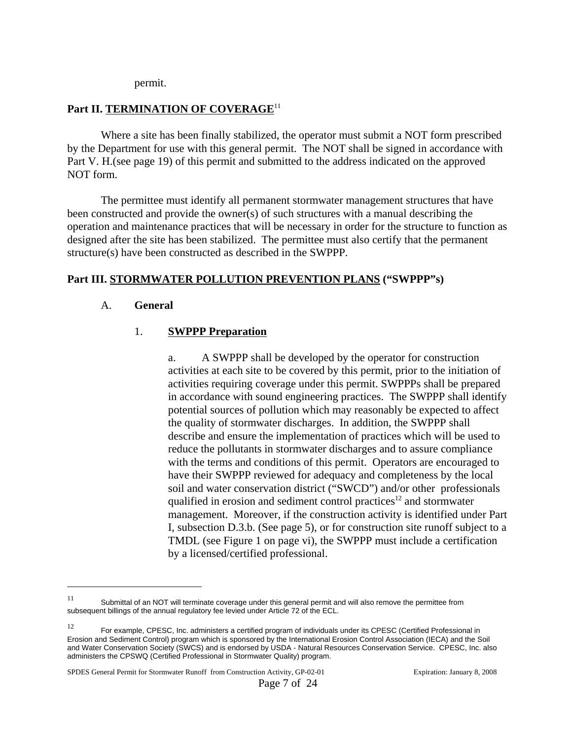permit.

## Part II. TERMINATION OF COVERAGE[11]

Where a site has been finally stabilized, the operator must submit a NOT form prescribed by the Department for use with this general permit. The NOT shall be signed in accordance with Part V. H.(see page 19) of this permit and submitted to the address indicated on the approved NOT form.

The permittee must identify all permanent stormwater management structures that have been constructed and provide the owner(s) of such structures with a manual describing the operation and maintenance practices that will be necessary in order for the structure to function as designed after the site has been stabilized. The permittee must also certify that the permanent structure(s) have been constructed as described in the SWPPP.

## Part III. STORMWATER POLLUTION PREVENTION PLANS ("SWPPP"s)

### A. General

#### 1. SWPPP Preparation

a. A SWPPP shall be developed by the operator for construction activities at each site to be covered by this permit, prior to the initiation of activities requiring coverage under this permit. SWPPPs shall be prepared in accordance with sound engineering practices. The SWPPP shall identify potential sources of pollution which may reasonably be expected to affect the quality of stormwater discharges. In addition, the SWPPP shall describe and ensure the implementation of practices which will be used to reduce the pollutants in stormwater discharges and to assure compliance with the terms and conditions of this permit. Operators are encouraged to have their SWPPP reviewed for adequacy and completeness by the local soil and water conservation district ("SWCD") and/or other professionals qualified in erosion and sediment control practices[12] and stormwater management. Moreover, if the construction activity is identified under Part I, subsection D.3.b. (See page 5), or for construction site runoff subject to a TMDL (see Figure 1 on page vi), the SWPPP must include a certification by a licensed/certified professional.

---

[11] Submittal of an NOT will terminate coverage under this general permit and will also remove the permittee from subsequent billings of the annual regulatory fee levied under Article 72 of the ECL.

[12] For example, CPESC, Inc. administers a certified program of individuals under its CPESC (Certified Professional in Erosion and Sediment Control) program which is sponsored by the International Erosion Control Association (IECA) and the Soil and Water Conservation Society (SWCS) and is endorsed by USDA - Natural Resources Conservation Service. CPESC, Inc. also administers the CPSWQ (Certified Professional in Stormwater Quality) program.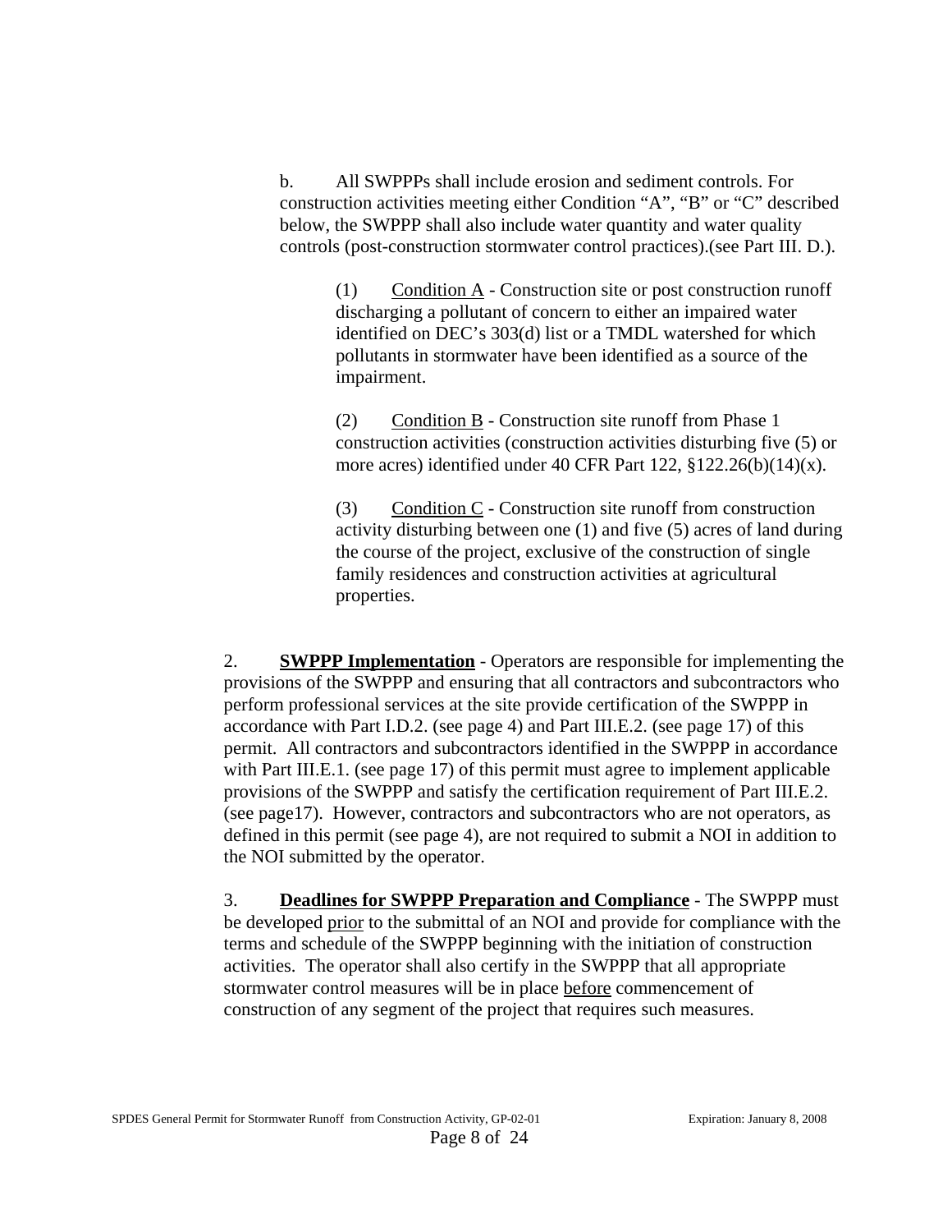b. All SWPPPs shall include erosion and sediment controls. For construction activities meeting either Condition "A", "B" or "C" described below, the SWPPP shall also include water quantity and water quality controls (post-construction stormwater control practices).(see Part III. D.).

(1) Condition A - Construction site or post construction runoff discharging a pollutant of concern to either an impaired water identified on DEC's 303(d) list or a TMDL watershed for which pollutants in stormwater have been identified as a source of the impairment.

(2) Condition B - Construction site runoff from Phase 1 construction activities (construction activities disturbing five (5) or more acres) identified under 40 CFR Part 122, §122.26(b)(14)(x).

(3) Condition C - Construction site runoff from construction activity disturbing between one (1) and five (5) acres of land during the course of the project, exclusive of the construction of single family residences and construction activities at agricultural properties.

2. **SWPPP Implementation** - Operators are responsible for implementing the provisions of the SWPPP and ensuring that all contractors and subcontractors who perform professional services at the site provide certification of the SWPPP in accordance with Part I.D.2. (see page 4) and Part III.E.2. (see page 17) of this permit. All contractors and subcontractors identified in the SWPPP in accordance with Part III.E.1. (see page 17) of this permit must agree to implement applicable provisions of the SWPPP and satisfy the certification requirement of Part III.E.2. (see page17). However, contractors and subcontractors who are not operators, as defined in this permit (see page 4), are not required to submit a NOI in addition to the NOI submitted by the operator.

3. **Deadlines for SWPPP Preparation and Compliance** - The SWPPP must be developed prior to the submittal of an NOI and provide for compliance with the terms and schedule of the SWPPP beginning with the initiation of construction activities. The operator shall also certify in the SWPPP that all appropriate stormwater control measures will be in place before commencement of construction of any segment of the project that requires such measures.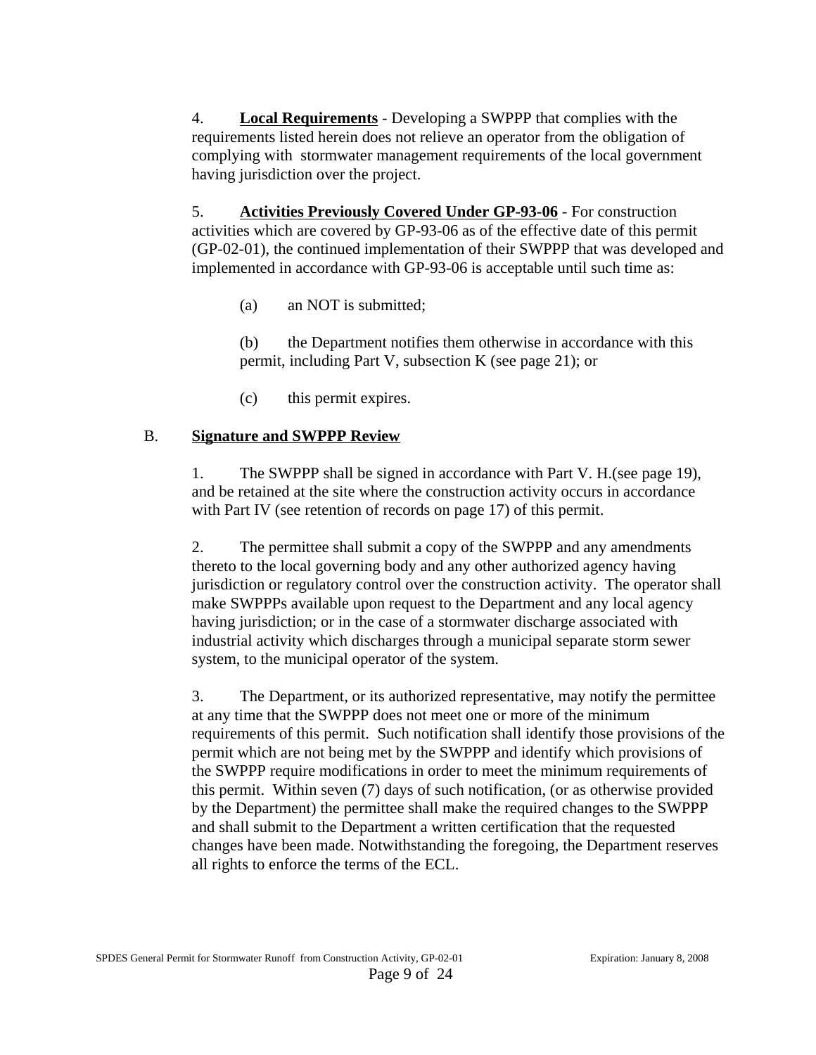4. **Local Requirements** - Developing a SWPPP that complies with the requirements listed herein does not relieve an operator from the obligation of complying with stormwater management requirements of the local government having jurisdiction over the project.

5. **Activities Previously Covered Under GP-93-06** - For construction activities which are covered by GP-93-06 as of the effective date of this permit (GP-02-01), the continued implementation of their SWPPP that was developed and implemented in accordance with GP-93-06 is acceptable until such time as:

(a) an NOT is submitted;

(b) the Department notifies them otherwise in accordance with this permit, including Part V, subsection K (see page 21); or

(c) this permit expires.

B. **Signature and SWPPP Review**

1. The SWPPP shall be signed in accordance with Part V. H.(see page 19), and be retained at the site where the construction activity occurs in accordance with Part IV (see retention of records on page 17) of this permit.

2. The permittee shall submit a copy of the SWPPP and any amendments thereto to the local governing body and any other authorized agency having jurisdiction or regulatory control over the construction activity. The operator shall make SWPPPs available upon request to the Department and any local agency having jurisdiction; or in the case of a stormwater discharge associated with industrial activity which discharges through a municipal separate storm sewer system, to the municipal operator of the system.

3. The Department, or its authorized representative, may notify the permittee at any time that the SWPPP does not meet one or more of the minimum requirements of this permit. Such notification shall identify those provisions of the permit which are not being met by the SWPPP and identify which provisions of the SWPPP require modifications in order to meet the minimum requirements of this permit. Within seven (7) days of such notification, (or as otherwise provided by the Department) the permittee shall make the required changes to the SWPPP and shall submit to the Department a written certification that the requested changes have been made. Notwithstanding the foregoing, the Department reserves all rights to enforce the terms of the ECL.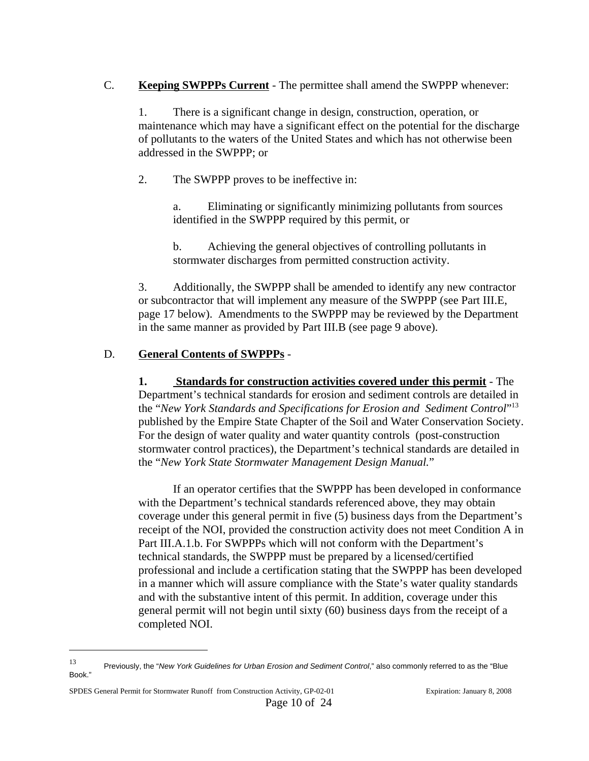C. **Keeping SWPPPs Current** - The permittee shall amend the SWPPP whenever:

1. There is a significant change in design, construction, operation, or maintenance which may have a significant effect on the potential for the discharge of pollutants to the waters of the United States and which has not otherwise been addressed in the SWPPP; or

2. The SWPPP proves to be ineffective in:

   a. Eliminating or significantly minimizing pollutants from sources identified in the SWPPP required by this permit, or

   b. Achieving the general objectives of controlling pollutants in stormwater discharges from permitted construction activity.

3. Additionally, the SWPPP shall be amended to identify any new contractor or subcontractor that will implement any measure of the SWPPP (see Part III.E, page 17 below). Amendments to the SWPPP may be reviewed by the Department in the same manner as provided by Part III.B (see page 9 above).

D. **General Contents of SWPPPs** -

**1. Standards for construction activities covered under this permit** - The Department's technical standards for erosion and sediment controls are detailed in the "*New York Standards and Specifications for Erosion and Sediment Control*"[13] published by the Empire State Chapter of the Soil and Water Conservation Society. For the design of water quality and water quantity controls (post-construction stormwater control practices), the Department's technical standards are detailed in the "*New York State Stormwater Management Design Manual.*"

If an operator certifies that the SWPPP has been developed in conformance with the Department's technical standards referenced above, they may obtain coverage under this general permit in five (5) business days from the Department's receipt of the NOI, provided the construction activity does not meet Condition A in Part III.A.1.b. For SWPPPs which will not conform with the Department's technical standards, the SWPPP must be prepared by a licensed/certified professional and include a certification stating that the SWPPP has been developed in a manner which will assure compliance with the State's water quality standards and with the substantive intent of this permit. In addition, coverage under this general permit will not begin until sixty (60) business days from the receipt of a completed NOI.

---

[13] Previously, the "*New York Guidelines for Urban Erosion and Sediment Control*," also commonly referred to as the "Blue Book."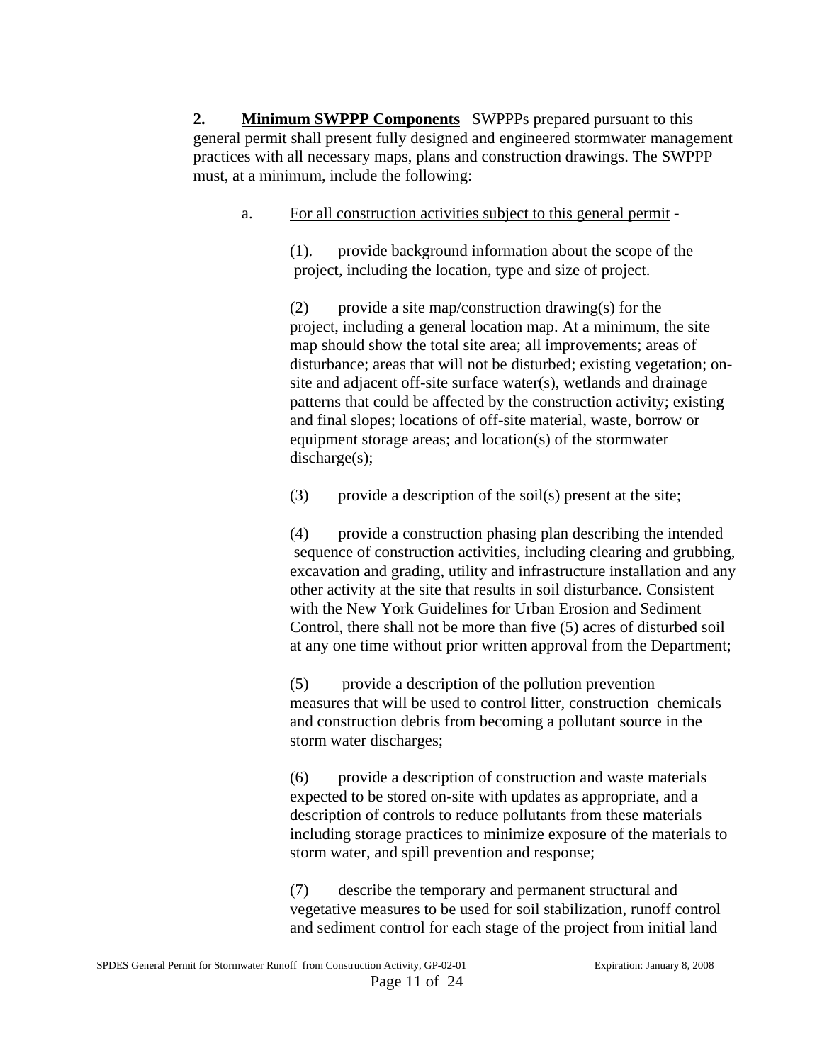**2. Minimum SWPPP Components** SWPPPs prepared pursuant to this general permit shall present fully designed and engineered stormwater management practices with all necessary maps, plans and construction drawings. The SWPPP must, at a minimum, include the following:

a. For all construction activities subject to this general permit -

(1). provide background information about the scope of the project, including the location, type and size of project.

(2) provide a site map/construction drawing(s) for the project, including a general location map. At a minimum, the site map should show the total site area; all improvements; areas of disturbance; areas that will not be disturbed; existing vegetation; on-site and adjacent off-site surface water(s), wetlands and drainage patterns that could be affected by the construction activity; existing and final slopes; locations of off-site material, waste, borrow or equipment storage areas; and location(s) of the stormwater discharge(s);

(3) provide a description of the soil(s) present at the site;

(4) provide a construction phasing plan describing the intended sequence of construction activities, including clearing and grubbing, excavation and grading, utility and infrastructure installation and any other activity at the site that results in soil disturbance. Consistent with the New York Guidelines for Urban Erosion and Sediment Control, there shall not be more than five (5) acres of disturbed soil at any one time without prior written approval from the Department;

(5) provide a description of the pollution prevention measures that will be used to control litter, construction chemicals and construction debris from becoming a pollutant source in the storm water discharges;

(6) provide a description of construction and waste materials expected to be stored on-site with updates as appropriate, and a description of controls to reduce pollutants from these materials including storage practices to minimize exposure of the materials to storm water, and spill prevention and response;

(7) describe the temporary and permanent structural and vegetative measures to be used for soil stabilization, runoff control and sediment control for each stage of the project from initial land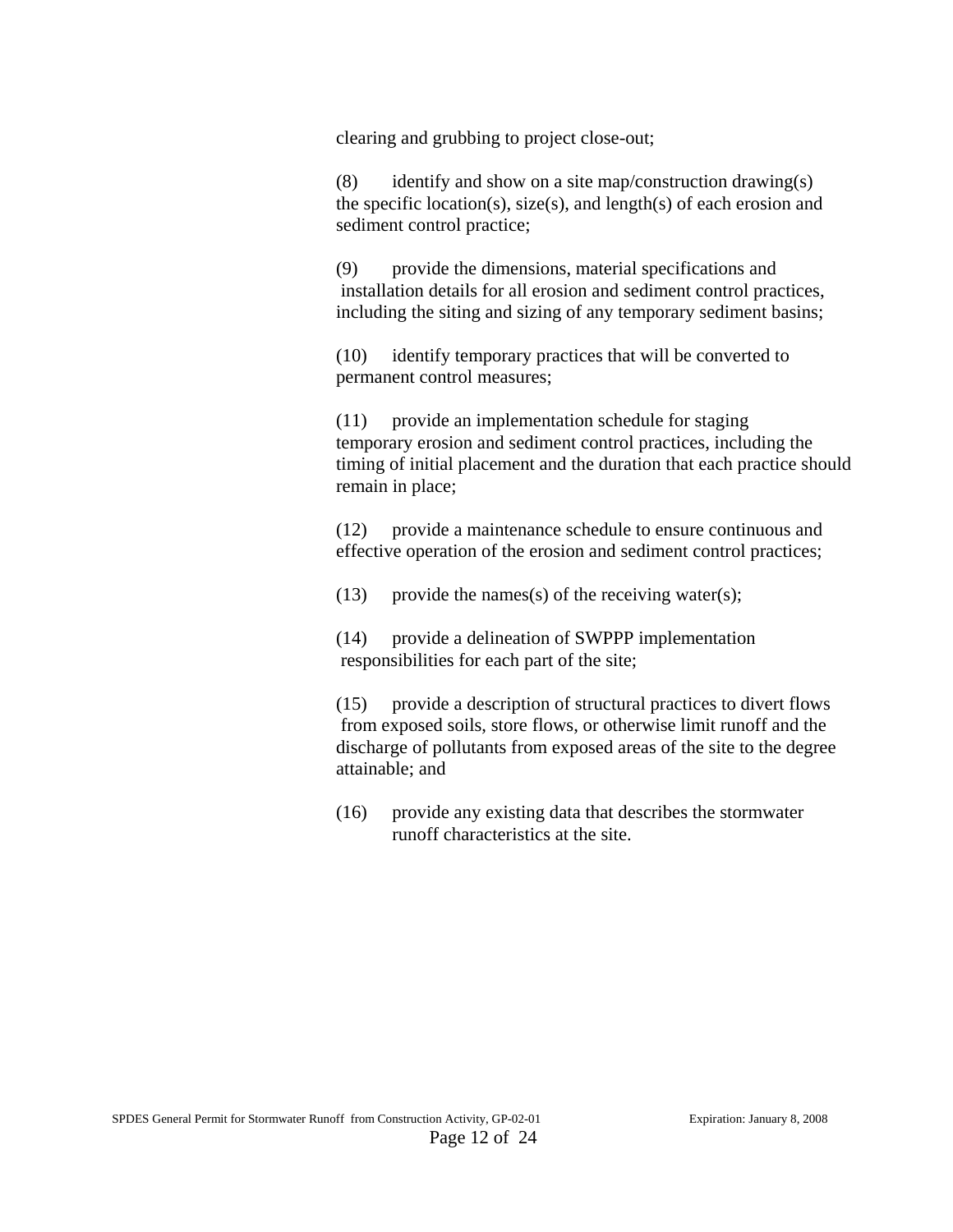clearing and grubbing to project close-out;

(8) identify and show on a site map/construction drawing(s) the specific location(s), size(s), and length(s) of each erosion and sediment control practice;

(9) provide the dimensions, material specifications and installation details for all erosion and sediment control practices, including the siting and sizing of any temporary sediment basins;

(10) identify temporary practices that will be converted to permanent control measures;

(11) provide an implementation schedule for staging temporary erosion and sediment control practices, including the timing of initial placement and the duration that each practice should remain in place;

(12) provide a maintenance schedule to ensure continuous and effective operation of the erosion and sediment control practices;

(13) provide the names(s) of the receiving water(s);

(14) provide a delineation of SWPPP implementation responsibilities for each part of the site;

(15) provide a description of structural practices to divert flows from exposed soils, store flows, or otherwise limit runoff and the discharge of pollutants from exposed areas of the site to the degree attainable; and

(16) provide any existing data that describes the stormwater runoff characteristics at the site.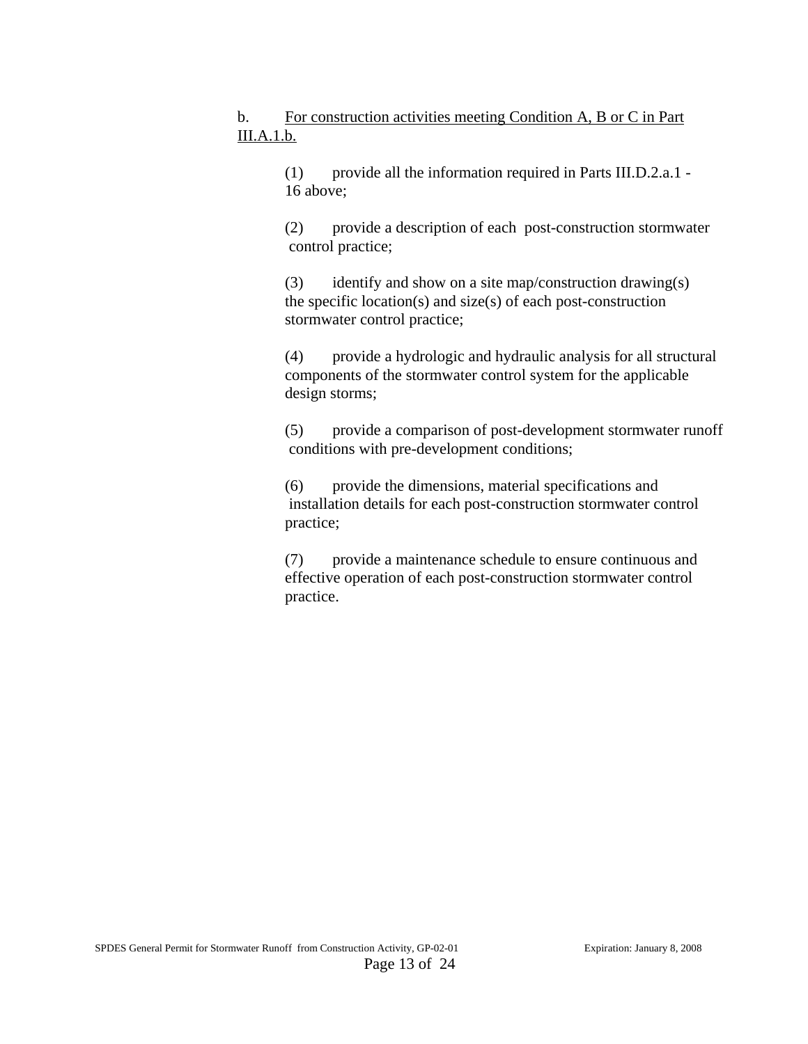b. <u>For construction activities meeting Condition A, B or C in Part III.A.1.b.</u>

(1) provide all the information required in Parts III.D.2.a.1 - 16 above;

(2) provide a description of each post-construction stormwater control practice;

(3) identify and show on a site map/construction drawing(s) the specific location(s) and size(s) of each post-construction stormwater control practice;

(4) provide a hydrologic and hydraulic analysis for all structural components of the stormwater control system for the applicable design storms;

(5) provide a comparison of post-development stormwater runoff conditions with pre-development conditions;

(6) provide the dimensions, material specifications and installation details for each post-construction stormwater control practice;

(7) provide a maintenance schedule to ensure continuous and effective operation of each post-construction stormwater control practice.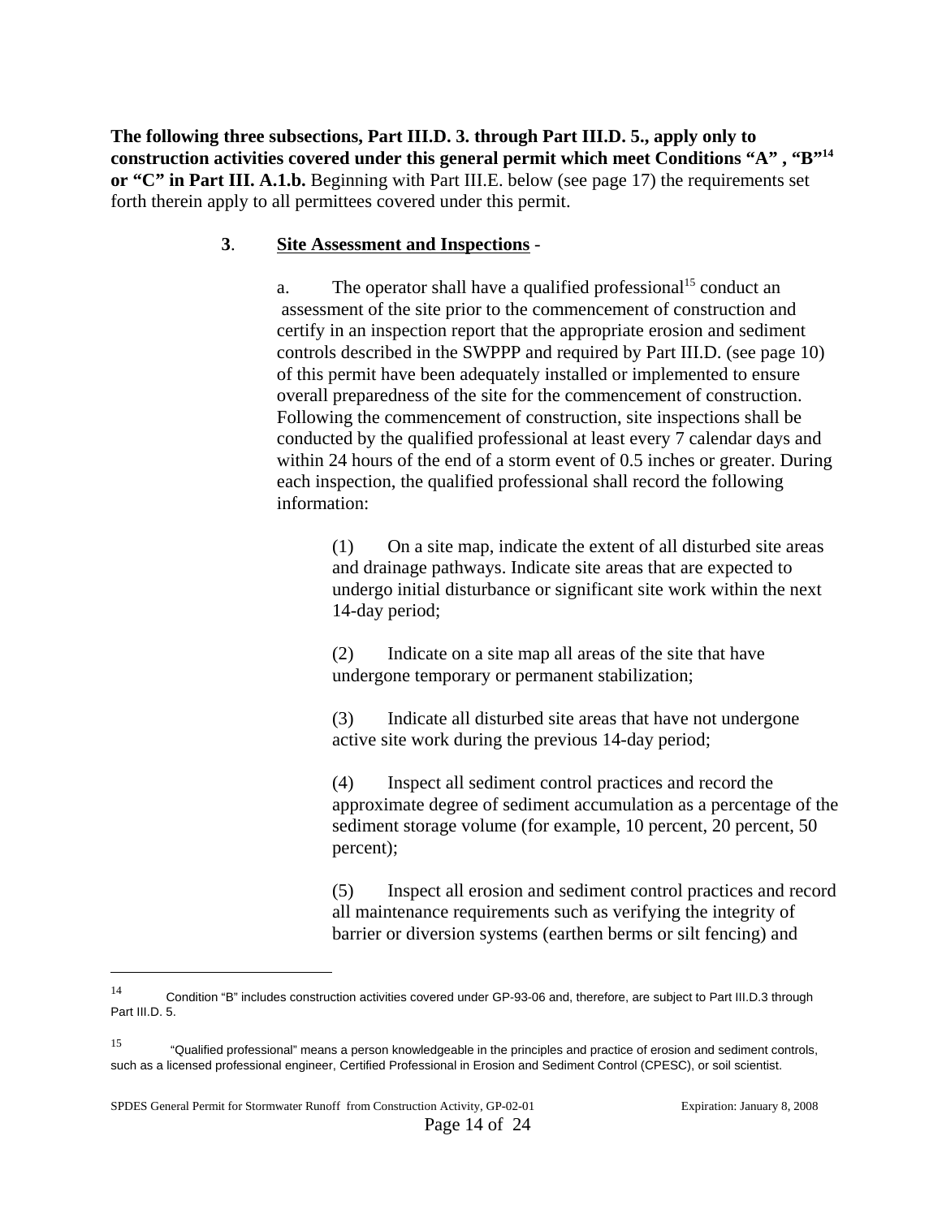**The following three subsections, Part III.D. 3. through Part III.D. 5., apply only to construction activities covered under this general permit which meet Conditions "A" , "B"[14] or "C" in Part III. A.1.b.** Beginning with Part III.E. below (see page 17) the requirements set forth therein apply to all permittees covered under this permit.

**3**. **Site Assessment and Inspections** -

a. The operator shall have a qualified professional[15] conduct an assessment of the site prior to the commencement of construction and certify in an inspection report that the appropriate erosion and sediment controls described in the SWPPP and required by Part III.D. (see page 10) of this permit have been adequately installed or implemented to ensure overall preparedness of the site for the commencement of construction. Following the commencement of construction, site inspections shall be conducted by the qualified professional at least every 7 calendar days and within 24 hours of the end of a storm event of 0.5 inches or greater. During each inspection, the qualified professional shall record the following information:

(1) On a site map, indicate the extent of all disturbed site areas and drainage pathways. Indicate site areas that are expected to undergo initial disturbance or significant site work within the next 14-day period;

(2) Indicate on a site map all areas of the site that have undergone temporary or permanent stabilization;

(3) Indicate all disturbed site areas that have not undergone active site work during the previous 14-day period;

(4) Inspect all sediment control practices and record the approximate degree of sediment accumulation as a percentage of the sediment storage volume (for example, 10 percent, 20 percent, 50 percent);

(5) Inspect all erosion and sediment control practices and record all maintenance requirements such as verifying the integrity of barrier or diversion systems (earthen berms or silt fencing) and

---

[14] Condition "B" includes construction activities covered under GP-93-06 and, therefore, are subject to Part III.D.3 through Part III.D. 5.

[15] "Qualified professional" means a person knowledgeable in the principles and practice of erosion and sediment controls, such as a licensed professional engineer, Certified Professional in Erosion and Sediment Control (CPESC), or soil scientist.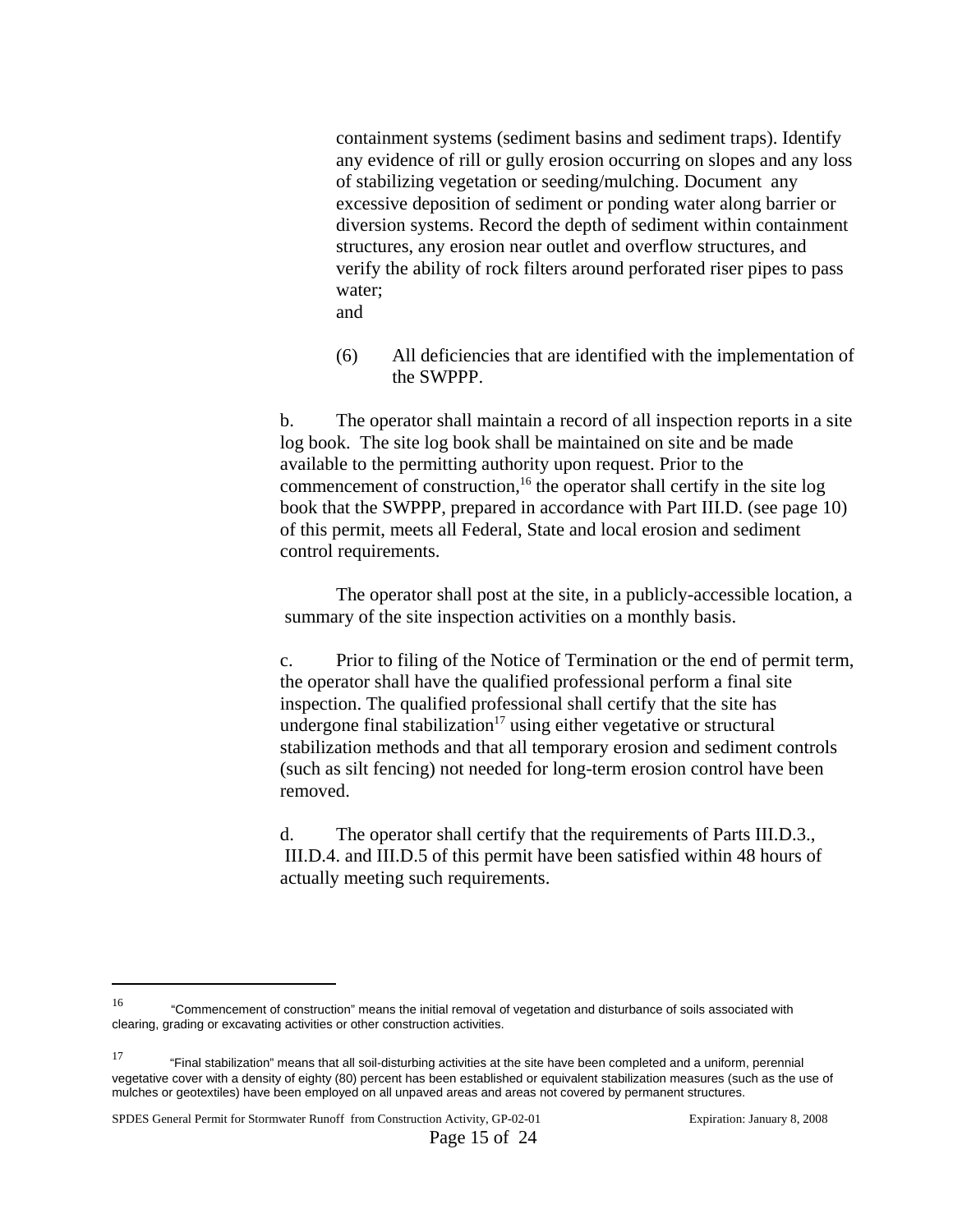containment systems (sediment basins and sediment traps). Identify any evidence of rill or gully erosion occurring on slopes and any loss of stabilizing vegetation or seeding/mulching. Document any excessive deposition of sediment or ponding water along barrier or diversion systems. Record the depth of sediment within containment structures, any erosion near outlet and overflow structures, and verify the ability of rock filters around perforated riser pipes to pass water;
and

(6) All deficiencies that are identified with the implementation of the SWPPP.

b. The operator shall maintain a record of all inspection reports in a site log book. The site log book shall be maintained on site and be made available to the permitting authority upon request. Prior to the commencement of construction,[16] the operator shall certify in the site log book that the SWPPP, prepared in accordance with Part III.D. (see page 10) of this permit, meets all Federal, State and local erosion and sediment control requirements.

The operator shall post at the site, in a publicly-accessible location, a summary of the site inspection activities on a monthly basis.

c. Prior to filing of the Notice of Termination or the end of permit term, the operator shall have the qualified professional perform a final site inspection. The qualified professional shall certify that the site has undergone final stabilization[17] using either vegetative or structural stabilization methods and that all temporary erosion and sediment controls (such as silt fencing) not needed for long-term erosion control have been removed.

d. The operator shall certify that the requirements of Parts III.D.3., III.D.4. and III.D.5 of this permit have been satisfied within 48 hours of actually meeting such requirements.

---

[16] "Commencement of construction" means the initial removal of vegetation and disturbance of soils associated with clearing, grading or excavating activities or other construction activities.

[17] "Final stabilization" means that all soil-disturbing activities at the site have been completed and a uniform, perennial vegetative cover with a density of eighty (80) percent has been established or equivalent stabilization measures (such as the use of mulches or geotextiles) have been employed on all unpaved areas and areas not covered by permanent structures.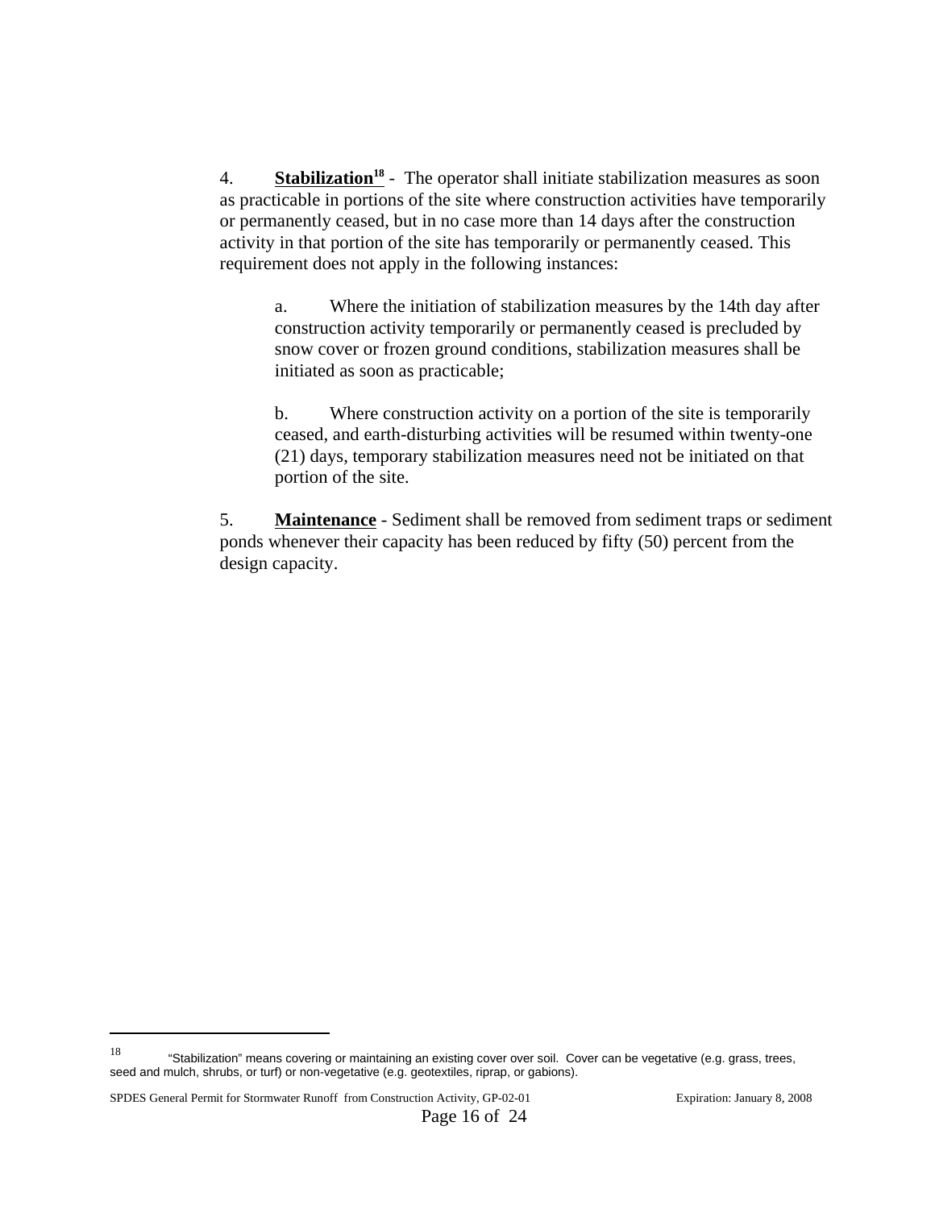4. **Stabilization**[18] - The operator shall initiate stabilization measures as soon as practicable in portions of the site where construction activities have temporarily or permanently ceased, but in no case more than 14 days after the construction activity in that portion of the site has temporarily or permanently ceased. This requirement does not apply in the following instances:

   a. Where the initiation of stabilization measures by the 14th day after construction activity temporarily or permanently ceased is precluded by snow cover or frozen ground conditions, stabilization measures shall be initiated as soon as practicable;

   b. Where construction activity on a portion of the site is temporarily ceased, and earth-disturbing activities will be resumed within twenty-one (21) days, temporary stabilization measures need not be initiated on that portion of the site.

5. **Maintenance** - Sediment shall be removed from sediment traps or sediment ponds whenever their capacity has been reduced by fifty (50) percent from the design capacity.

---

[18] "Stabilization" means covering or maintaining an existing cover over soil. Cover can be vegetative (e.g. grass, trees, seed and mulch, shrubs, or turf) or non-vegetative (e.g. geotextiles, riprap, or gabions).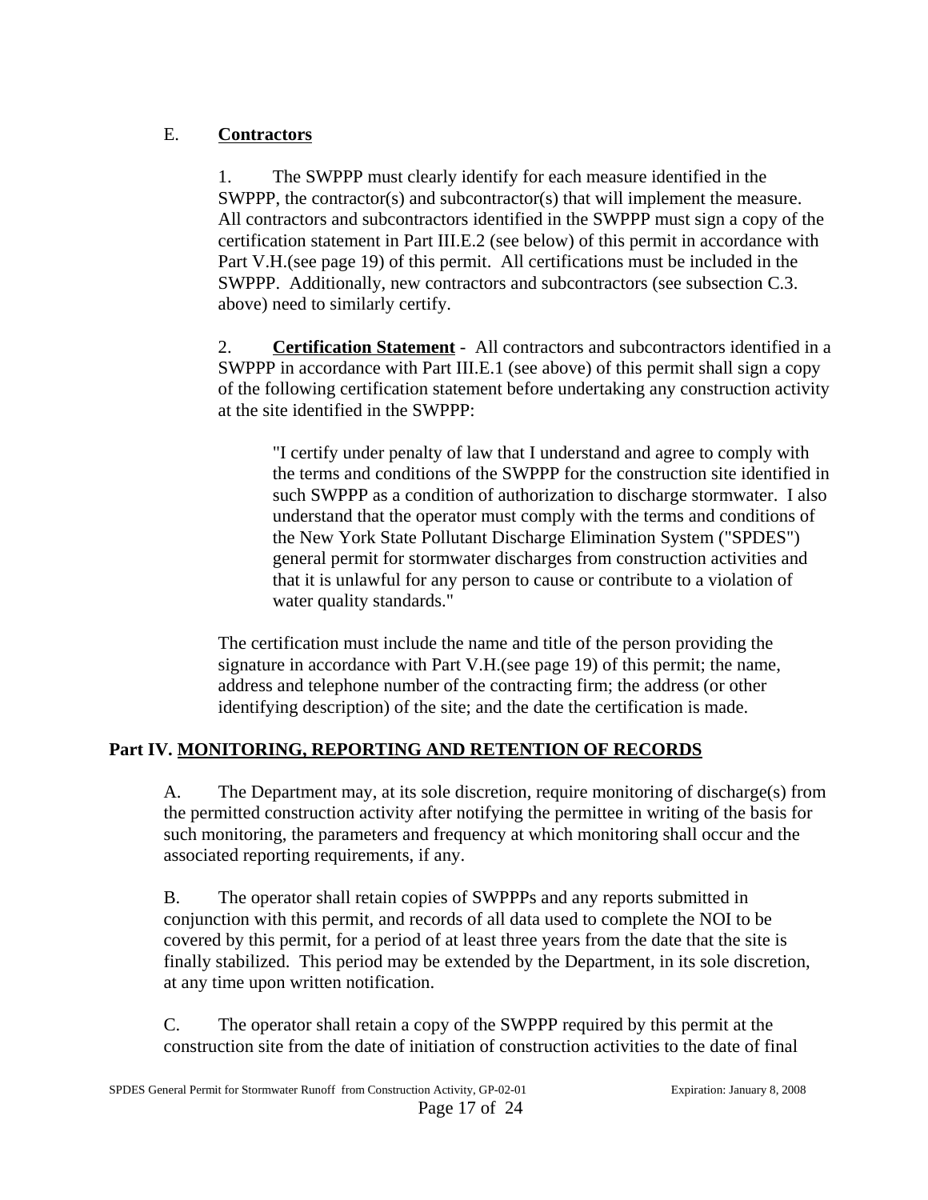### E. **Contractors**

1. The SWPPP must clearly identify for each measure identified in the SWPPP, the contractor(s) and subcontractor(s) that will implement the measure. All contractors and subcontractors identified in the SWPPP must sign a copy of the certification statement in Part III.E.2 (see below) of this permit in accordance with Part V.H.(see page 19) of this permit. All certifications must be included in the SWPPP. Additionally, new contractors and subcontractors (see subsection C.3. above) need to similarly certify.

2. **Certification Statement** - All contractors and subcontractors identified in a SWPPP in accordance with Part III.E.1 (see above) of this permit shall sign a copy of the following certification statement before undertaking any construction activity at the site identified in the SWPPP:

> "I certify under penalty of law that I understand and agree to comply with the terms and conditions of the SWPPP for the construction site identified in such SWPPP as a condition of authorization to discharge stormwater. I also understand that the operator must comply with the terms and conditions of the New York State Pollutant Discharge Elimination System ("SPDES") general permit for stormwater discharges from construction activities and that it is unlawful for any person to cause or contribute to a violation of water quality standards."

The certification must include the name and title of the person providing the signature in accordance with Part V.H.(see page 19) of this permit; the name, address and telephone number of the contracting firm; the address (or other identifying description) of the site; and the date the certification is made.

## Part IV. MONITORING, REPORTING AND RETENTION OF RECORDS

A. The Department may, at its sole discretion, require monitoring of discharge(s) from the permitted construction activity after notifying the permittee in writing of the basis for such monitoring, the parameters and frequency at which monitoring shall occur and the associated reporting requirements, if any.

B. The operator shall retain copies of SWPPPs and any reports submitted in conjunction with this permit, and records of all data used to complete the NOI to be covered by this permit, for a period of at least three years from the date that the site is finally stabilized. This period may be extended by the Department, in its sole discretion, at any time upon written notification.

C. The operator shall retain a copy of the SWPPP required by this permit at the construction site from the date of initiation of construction activities to the date of final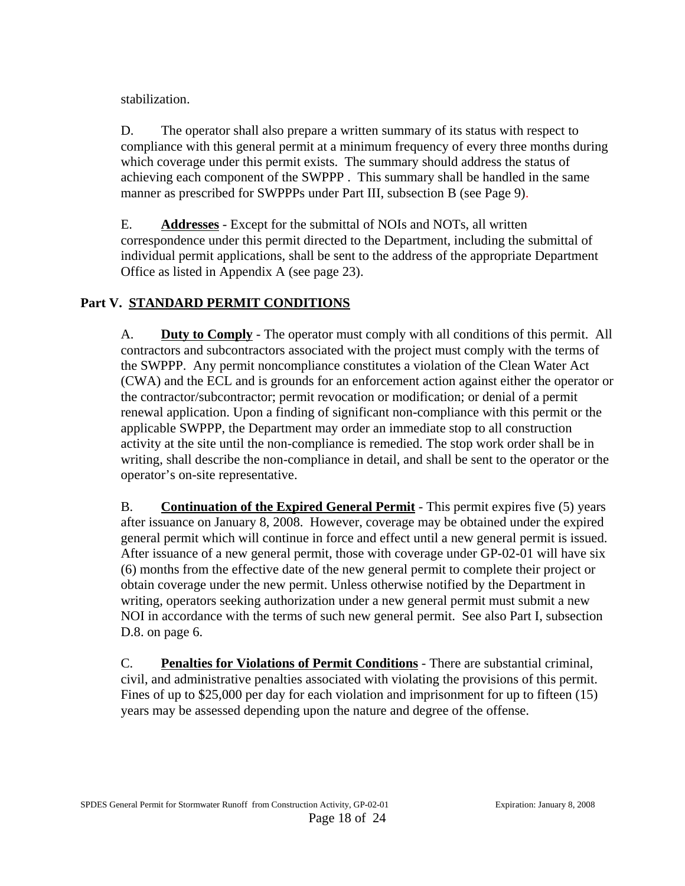stabilization.

D. The operator shall also prepare a written summary of its status with respect to compliance with this general permit at a minimum frequency of every three months during which coverage under this permit exists. The summary should address the status of achieving each component of the SWPPP . This summary shall be handled in the same manner as prescribed for SWPPPs under Part III, subsection B (see Page 9).

E. **Addresses** - Except for the submittal of NOIs and NOTs, all written correspondence under this permit directed to the Department, including the submittal of individual permit applications, shall be sent to the address of the appropriate Department Office as listed in Appendix A (see page 23).

## Part V. STANDARD PERMIT CONDITIONS

A. **Duty to Comply** - The operator must comply with all conditions of this permit. All contractors and subcontractors associated with the project must comply with the terms of the SWPPP. Any permit noncompliance constitutes a violation of the Clean Water Act (CWA) and the ECL and is grounds for an enforcement action against either the operator or the contractor/subcontractor; permit revocation or modification; or denial of a permit renewal application. Upon a finding of significant non-compliance with this permit or the applicable SWPPP, the Department may order an immediate stop to all construction activity at the site until the non-compliance is remedied. The stop work order shall be in writing, shall describe the non-compliance in detail, and shall be sent to the operator or the operator's on-site representative.

B. **Continuation of the Expired General Permit** - This permit expires five (5) years after issuance on January 8, 2008. However, coverage may be obtained under the expired general permit which will continue in force and effect until a new general permit is issued. After issuance of a new general permit, those with coverage under GP-02-01 will have six (6) months from the effective date of the new general permit to complete their project or obtain coverage under the new permit. Unless otherwise notified by the Department in writing, operators seeking authorization under a new general permit must submit a new NOI in accordance with the terms of such new general permit. See also Part I, subsection D.8. on page 6.

C. **Penalties for Violations of Permit Conditions** - There are substantial criminal, civil, and administrative penalties associated with violating the provisions of this permit. Fines of up to $25,000 per day for each violation and imprisonment for up to fifteen (15) years may be assessed depending upon the nature and degree of the offense.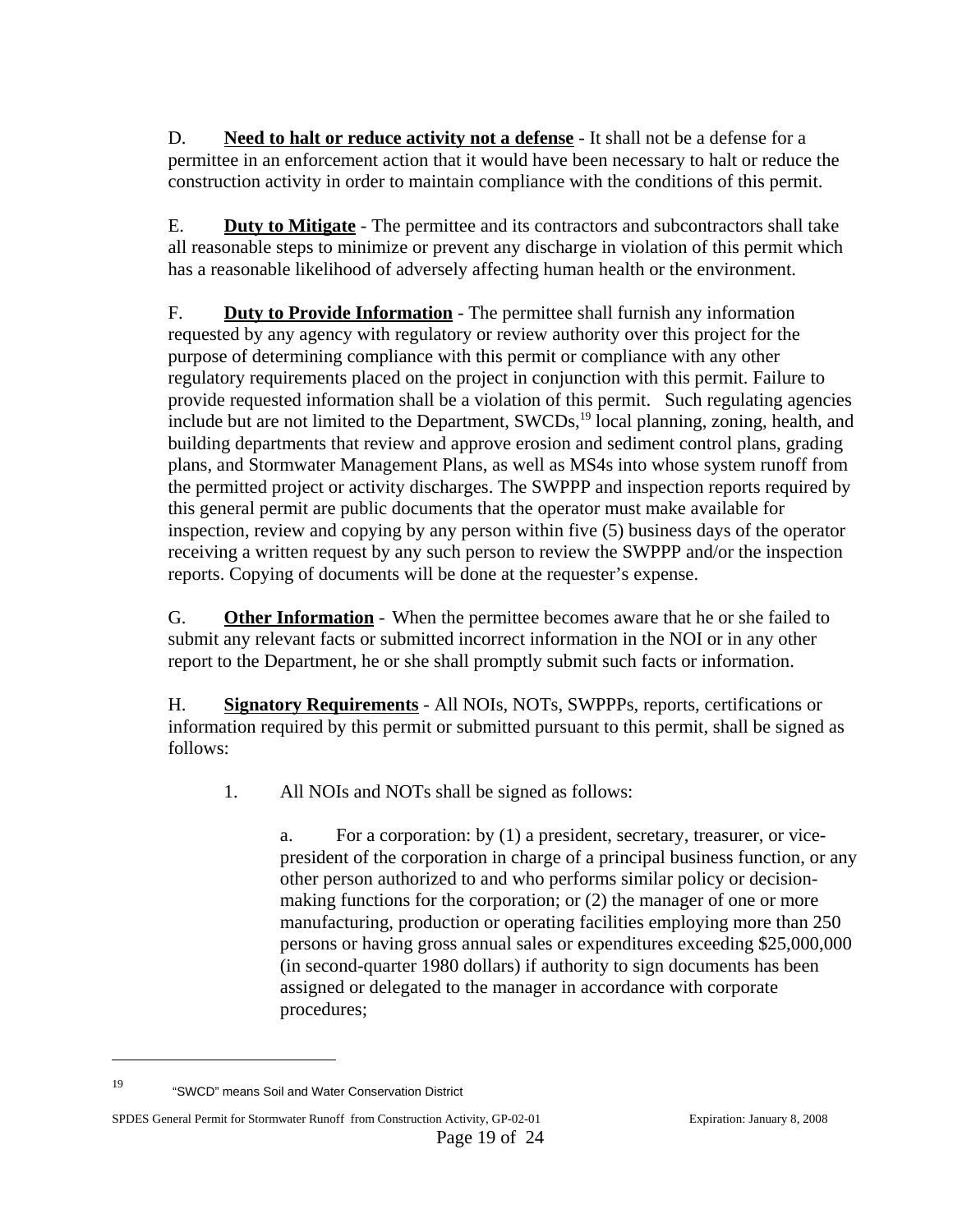D. **Need to halt or reduce activity not a defense** - It shall not be a defense for a permittee in an enforcement action that it would have been necessary to halt or reduce the construction activity in order to maintain compliance with the conditions of this permit.

E. **Duty to Mitigate** - The permittee and its contractors and subcontractors shall take all reasonable steps to minimize or prevent any discharge in violation of this permit which has a reasonable likelihood of adversely affecting human health or the environment.

F. **Duty to Provide Information** - The permittee shall furnish any information requested by any agency with regulatory or review authority over this project for the purpose of determining compliance with this permit or compliance with any other regulatory requirements placed on the project in conjunction with this permit. Failure to provide requested information shall be a violation of this permit. Such regulating agencies include but are not limited to the Department, SWCDs,[19] local planning, zoning, health, and building departments that review and approve erosion and sediment control plans, grading plans, and Stormwater Management Plans, as well as MS4s into whose system runoff from the permitted project or activity discharges. The SWPPP and inspection reports required by this general permit are public documents that the operator must make available for inspection, review and copying by any person within five (5) business days of the operator receiving a written request by any such person to review the SWPPP and/or the inspection reports. Copying of documents will be done at the requester's expense.

G. **Other Information** - When the permittee becomes aware that he or she failed to submit any relevant facts or submitted incorrect information in the NOI or in any other report to the Department, he or she shall promptly submit such facts or information.

H. **Signatory Requirements** - All NOIs, NOTs, SWPPPs, reports, certifications or information required by this permit or submitted pursuant to this permit, shall be signed as follows:

1. All NOIs and NOTs shall be signed as follows:

   a. For a corporation: by (1) a president, secretary, treasurer, or vice-president of the corporation in charge of a principal business function, or any other person authorized to and who performs similar policy or decision-making functions for the corporation; or (2) the manager of one or more manufacturing, production or operating facilities employing more than 250 persons or having gross annual sales or expenditures exceeding $25,000,000 (in second-quarter 1980 dollars) if authority to sign documents has been assigned or delegated to the manager in accordance with corporate procedures;

---

[19] "SWCD" means Soil and Water Conservation District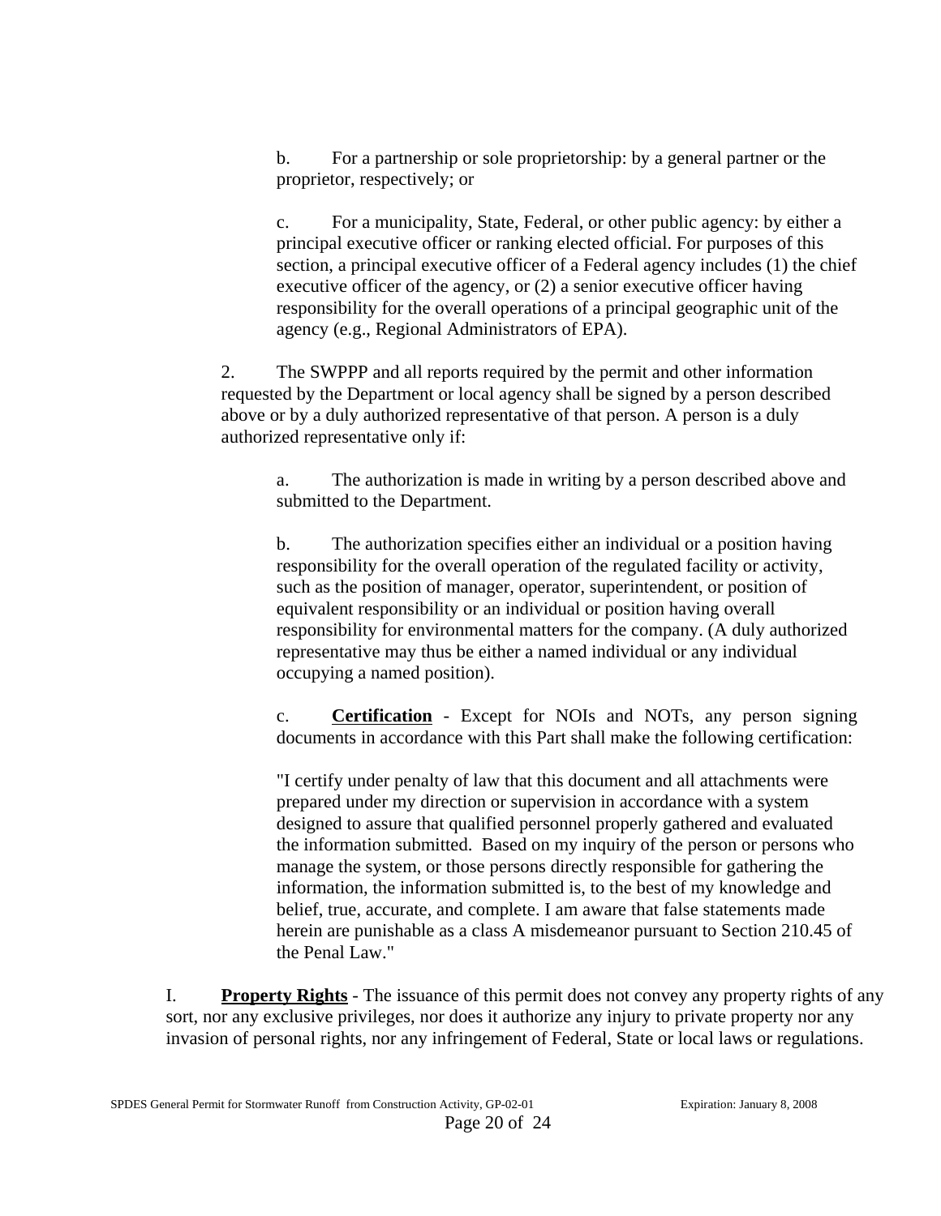b. For a partnership or sole proprietorship: by a general partner or the proprietor, respectively; or

c. For a municipality, State, Federal, or other public agency: by either a principal executive officer or ranking elected official. For purposes of this section, a principal executive officer of a Federal agency includes (1) the chief executive officer of the agency, or (2) a senior executive officer having responsibility for the overall operations of a principal geographic unit of the agency (e.g., Regional Administrators of EPA).

2. The SWPPP and all reports required by the permit and other information requested by the Department or local agency shall be signed by a person described above or by a duly authorized representative of that person. A person is a duly authorized representative only if:

a. The authorization is made in writing by a person described above and submitted to the Department.

b. The authorization specifies either an individual or a position having responsibility for the overall operation of the regulated facility or activity, such as the position of manager, operator, superintendent, or position of equivalent responsibility or an individual or position having overall responsibility for environmental matters for the company. (A duly authorized representative may thus be either a named individual or any individual occupying a named position).

c. **Certification** - Except for NOIs and NOTs, any person signing documents in accordance with this Part shall make the following certification:

"I certify under penalty of law that this document and all attachments were prepared under my direction or supervision in accordance with a system designed to assure that qualified personnel properly gathered and evaluated the information submitted. Based on my inquiry of the person or persons who manage the system, or those persons directly responsible for gathering the information, the information submitted is, to the best of my knowledge and belief, true, accurate, and complete. I am aware that false statements made herein are punishable as a class A misdemeanor pursuant to Section 210.45 of the Penal Law."

I. **Property Rights** - The issuance of this permit does not convey any property rights of any sort, nor any exclusive privileges, nor does it authorize any injury to private property nor any invasion of personal rights, nor any infringement of Federal, State or local laws or regulations.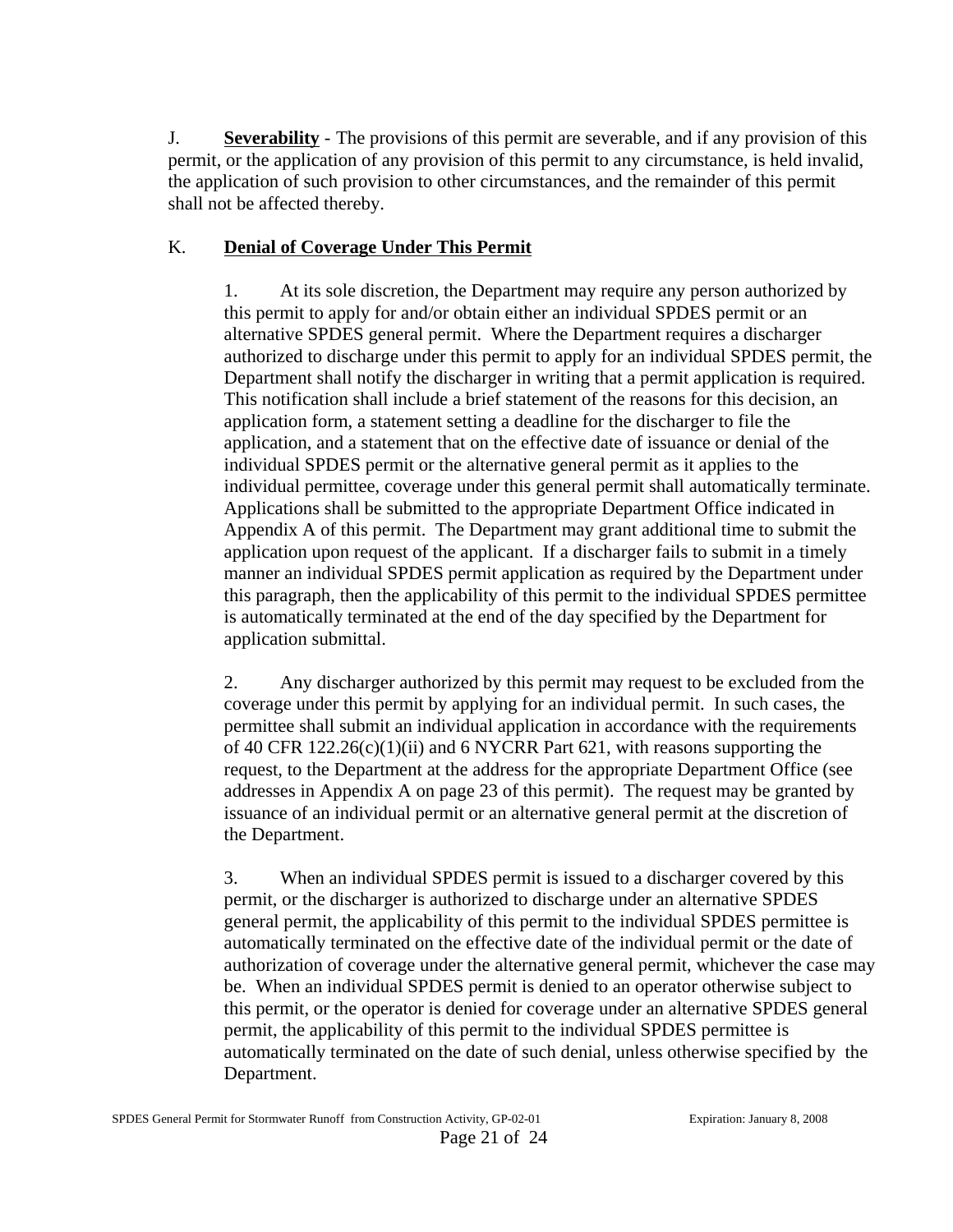J. **Severability** - The provisions of this permit are severable, and if any provision of this permit, or the application of any provision of this permit to any circumstance, is held invalid, the application of such provision to other circumstances, and the remainder of this permit shall not be affected thereby.

K. **Denial of Coverage Under This Permit**

1. At its sole discretion, the Department may require any person authorized by this permit to apply for and/or obtain either an individual SPDES permit or an alternative SPDES general permit. Where the Department requires a discharger authorized to discharge under this permit to apply for an individual SPDES permit, the Department shall notify the discharger in writing that a permit application is required. This notification shall include a brief statement of the reasons for this decision, an application form, a statement setting a deadline for the discharger to file the application, and a statement that on the effective date of issuance or denial of the individual SPDES permit or the alternative general permit as it applies to the individual permittee, coverage under this general permit shall automatically terminate. Applications shall be submitted to the appropriate Department Office indicated in Appendix A of this permit. The Department may grant additional time to submit the application upon request of the applicant. If a discharger fails to submit in a timely manner an individual SPDES permit application as required by the Department under this paragraph, then the applicability of this permit to the individual SPDES permittee is automatically terminated at the end of the day specified by the Department for application submittal.

2. Any discharger authorized by this permit may request to be excluded from the coverage under this permit by applying for an individual permit. In such cases, the permittee shall submit an individual application in accordance with the requirements of 40 CFR 122.26(c)(1)(ii) and 6 NYCRR Part 621, with reasons supporting the request, to the Department at the address for the appropriate Department Office (see addresses in Appendix A on page 23 of this permit). The request may be granted by issuance of an individual permit or an alternative general permit at the discretion of the Department.

3. When an individual SPDES permit is issued to a discharger covered by this permit, or the discharger is authorized to discharge under an alternative SPDES general permit, the applicability of this permit to the individual SPDES permittee is automatically terminated on the effective date of the individual permit or the date of authorization of coverage under the alternative general permit, whichever the case may be. When an individual SPDES permit is denied to an operator otherwise subject to this permit, or the operator is denied for coverage under an alternative SPDES general permit, the applicability of this permit to the individual SPDES permittee is automatically terminated on the date of such denial, unless otherwise specified by the Department.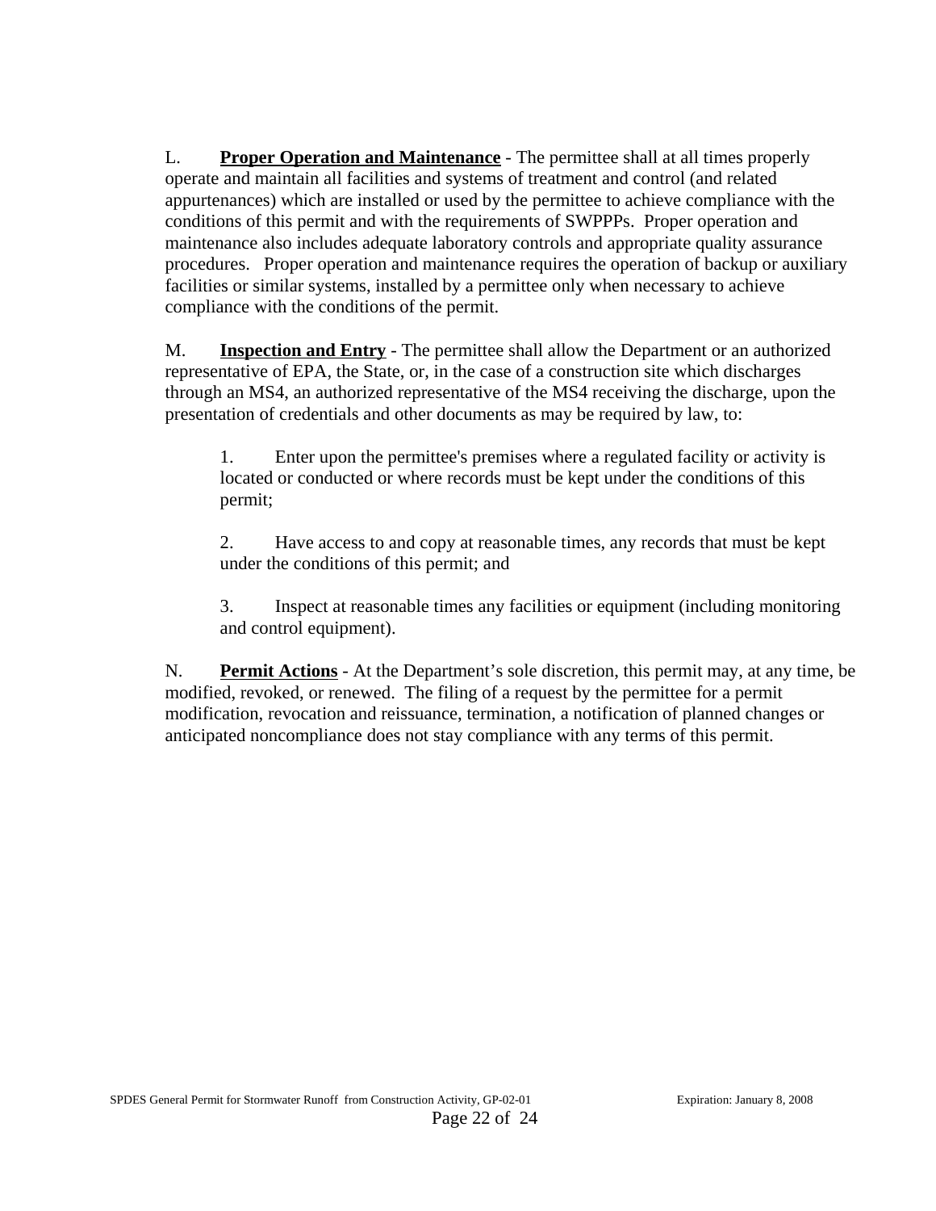L. **<u>Proper Operation and Maintenance</u>** - The permittee shall at all times properly operate and maintain all facilities and systems of treatment and control (and related appurtenances) which are installed or used by the permittee to achieve compliance with the conditions of this permit and with the requirements of SWPPPs. Proper operation and maintenance also includes adequate laboratory controls and appropriate quality assurance procedures. Proper operation and maintenance requires the operation of backup or auxiliary facilities or similar systems, installed by a permittee only when necessary to achieve compliance with the conditions of the permit.

M. **<u>Inspection and Entry</u>** - The permittee shall allow the Department or an authorized representative of EPA, the State, or, in the case of a construction site which discharges through an MS4, an authorized representative of the MS4 receiving the discharge, upon the presentation of credentials and other documents as may be required by law, to:

1. Enter upon the permittee's premises where a regulated facility or activity is located or conducted or where records must be kept under the conditions of this permit;

2. Have access to and copy at reasonable times, any records that must be kept under the conditions of this permit; and

3. Inspect at reasonable times any facilities or equipment (including monitoring and control equipment).

N. **<u>Permit Actions</u>** - At the Department's sole discretion, this permit may, at any time, be modified, revoked, or renewed. The filing of a request by the permittee for a permit modification, revocation and reissuance, termination, a notification of planned changes or anticipated noncompliance does not stay compliance with any terms of this permit.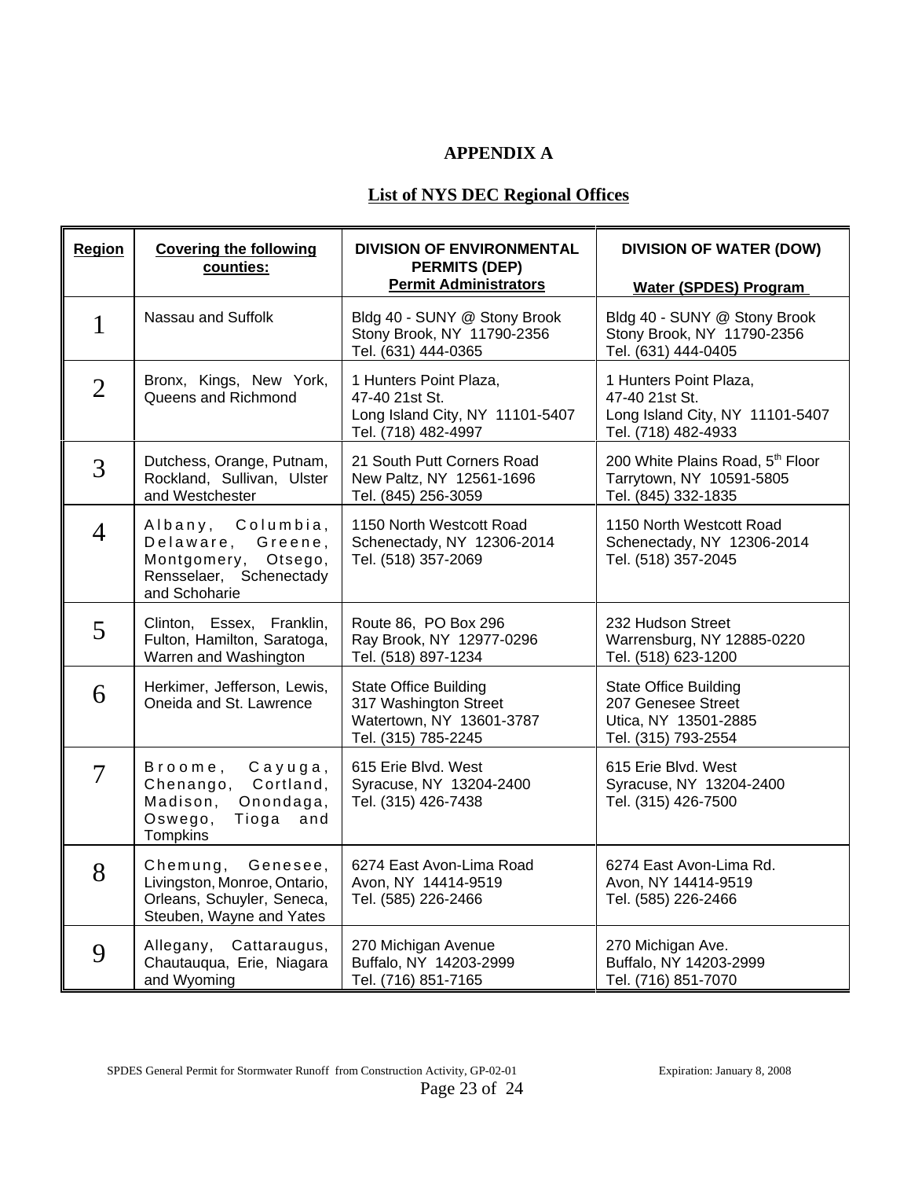# APPENDIX A

## List of NYS DEC Regional Offices

| Region | Covering the following counties: | DIVISION OF ENVIRONMENTAL PERMITS (DEP) Permit Administrators | DIVISION OF WATER (DOW) Water (SPDES) Program |
|---|---|---|---|
| 1 | Nassau and Suffolk | Bldg 40 - SUNY @ Stony Brook<br>Stony Brook, NY 11790-2356<br>Tel. (631) 444-0365 | Bldg 40 - SUNY @ Stony Brook<br>Stony Brook, NY 11790-2356<br>Tel. (631) 444-0405 |
| 2 | Bronx, Kings, New York, Queens and Richmond | 1 Hunters Point Plaza,<br>47-40 21st St.<br>Long Island City, NY 11101-5407<br>Tel. (718) 482-4997 | 1 Hunters Point Plaza,<br>47-40 21st St.<br>Long Island City, NY 11101-5407<br>Tel. (718) 482-4933 |
| 3 | Dutchess, Orange, Putnam, Rockland, Sullivan, Ulster and Westchester | 21 South Putt Corners Road<br>New Paltz, NY 12561-1696<br>Tel. (845) 256-3059 | 200 White Plains Road, 5th Floor<br>Tarrytown, NY 10591-5805<br>Tel. (845) 332-1835 |
| 4 | Albany, Columbia, Delaware, Greene, Montgomery, Otsego, Rensselaer, Schenectady and Schoharie | 1150 North Westcott Road<br>Schenectady, NY 12306-2014<br>Tel. (518) 357-2069 | 1150 North Westcott Road<br>Schenectady, NY 12306-2014<br>Tel. (518) 357-2045 |
| 5 | Clinton, Essex, Franklin, Fulton, Hamilton, Saratoga, Warren and Washington | Route 86, PO Box 296<br>Ray Brook, NY 12977-0296<br>Tel. (518) 897-1234 | 232 Hudson Street<br>Warrensburg, NY 12885-0220<br>Tel. (518) 623-1200 |
| 6 | Herkimer, Jefferson, Lewis, Oneida and St. Lawrence | State Office Building<br>317 Washington Street<br>Watertown, NY 13601-3787<br>Tel. (315) 785-2245 | State Office Building<br>207 Genesee Street<br>Utica, NY 13501-2885<br>Tel. (315) 793-2554 |
| 7 | Broome, Cayuga, Chenango, Cortland, Madison, Onondaga, Oswego, Tioga and Tompkins | 615 Erie Blvd. West<br>Syracuse, NY 13204-2400<br>Tel. (315) 426-7438 | 615 Erie Blvd. West<br>Syracuse, NY 13204-2400<br>Tel. (315) 426-7500 |
| 8 | Chemung, Genesee, Livingston, Monroe, Ontario, Orleans, Schuyler, Seneca, Steuben, Wayne and Yates | 6274 East Avon-Lima Road<br>Avon, NY 14414-9519<br>Tel. (585) 226-2466 | 6274 East Avon-Lima Rd.<br>Avon, NY 14414-9519<br>Tel. (585) 226-2466 |
| 9 | Allegany, Cattaraugus, Chautauqua, Erie, Niagara and Wyoming | 270 Michigan Avenue<br>Buffalo, NY 14203-2999<br>Tel. (716) 851-7165 | 270 Michigan Ave.<br>Buffalo, NY 14203-2999<br>Tel. (716) 851-7070 |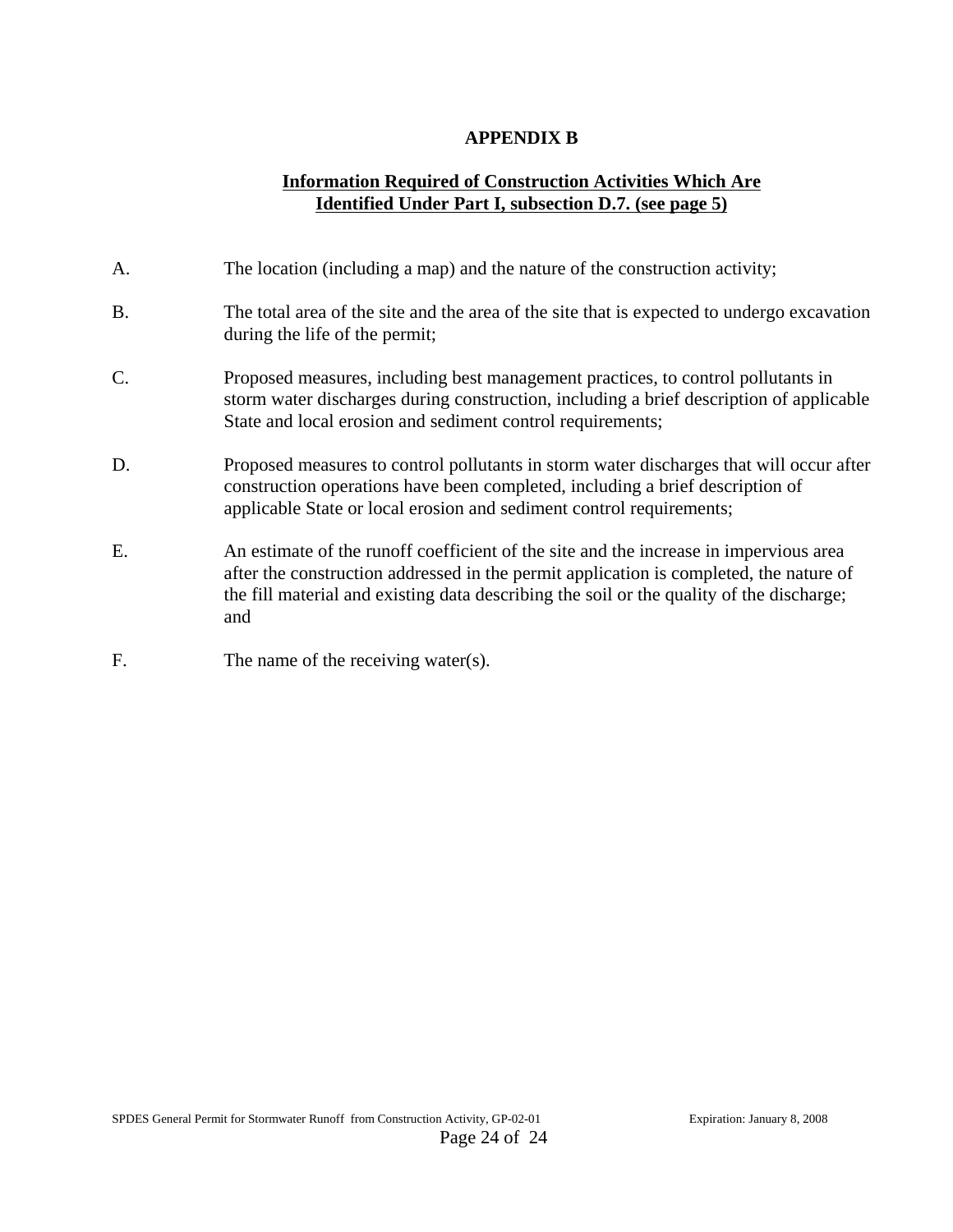# APPENDIX B

## Information Required of Construction Activities Which Are Identified Under Part I, subsection D.7. (see page 5)

A. The location (including a map) and the nature of the construction activity;

B. The total area of the site and the area of the site that is expected to undergo excavation during the life of the permit;

C. Proposed measures, including best management practices, to control pollutants in storm water discharges during construction, including a brief description of applicable State and local erosion and sediment control requirements;

D. Proposed measures to control pollutants in storm water discharges that will occur after construction operations have been completed, including a brief description of applicable State or local erosion and sediment control requirements;

E. An estimate of the runoff coefficient of the site and the increase in impervious area after the construction addressed in the permit application is completed, the nature of the fill material and existing data describing the soil or the quality of the discharge; and

F. The name of the receiving water(s).